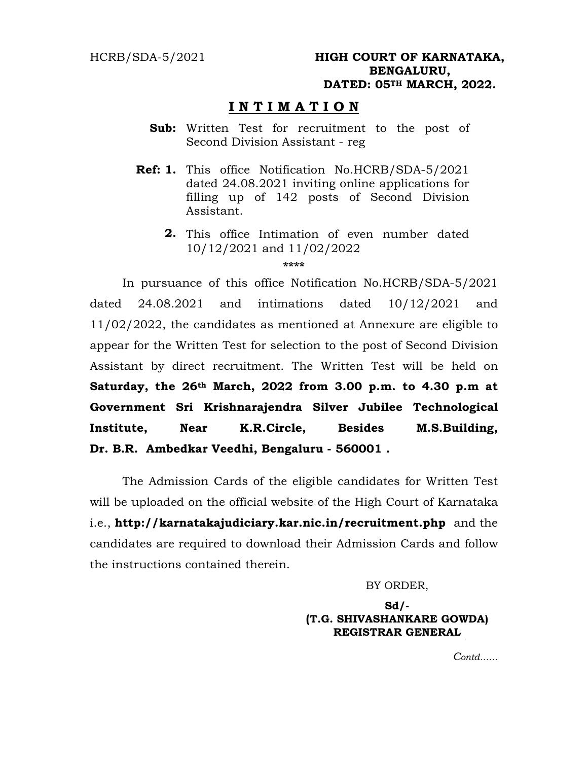HCRB/SDA-5/2021

**HIGH COURT OF KARNATAKA,**
**BENGALURU,**
**DATED: 05TH MARCH, 2022.**

# I N T I M A T I O N

**Sub:** Written Test for recruitment to the post of Second Division Assistant - reg

**Ref: 1.** This office Notification No.HCRB/SDA-5/2021 dated 24.08.2021 inviting online applications for filling up of 142 posts of Second Division Assistant.

**2.** This office Intimation of even number dated 10/12/2021 and 11/02/2022

\*\*\*\*

In pursuance of this office Notification No.HCRB/SDA-5/2021 dated 24.08.2021 and intimations dated 10/12/2021 and 11/02/2022, the candidates as mentioned at Annexure are eligible to appear for the Written Test for selection to the post of Second Division Assistant by direct recruitment. The Written Test will be held on **Saturday, the 26th March, 2022 from 3.00 p.m. to 4.30 p.m at Government Sri Krishnarajendra Silver Jubilee Technological Institute, Near K.R.Circle, Besides M.S.Building, Dr. B.R. Ambedkar Veedhi, Bengaluru - 560001 .**

The Admission Cards of the eligible candidates for Written Test will be uploaded on the official website of the High Court of Karnataka i.e., **http://karnatakajudiciary.kar.nic.in/recruitment.php** and the candidates are required to download their Admission Cards and follow the instructions contained therein.

BY ORDER,

**Sd/-**
**(T.G. SHIVASHANKARE GOWDA)**
**REGISTRAR GENERAL**

*Contd......*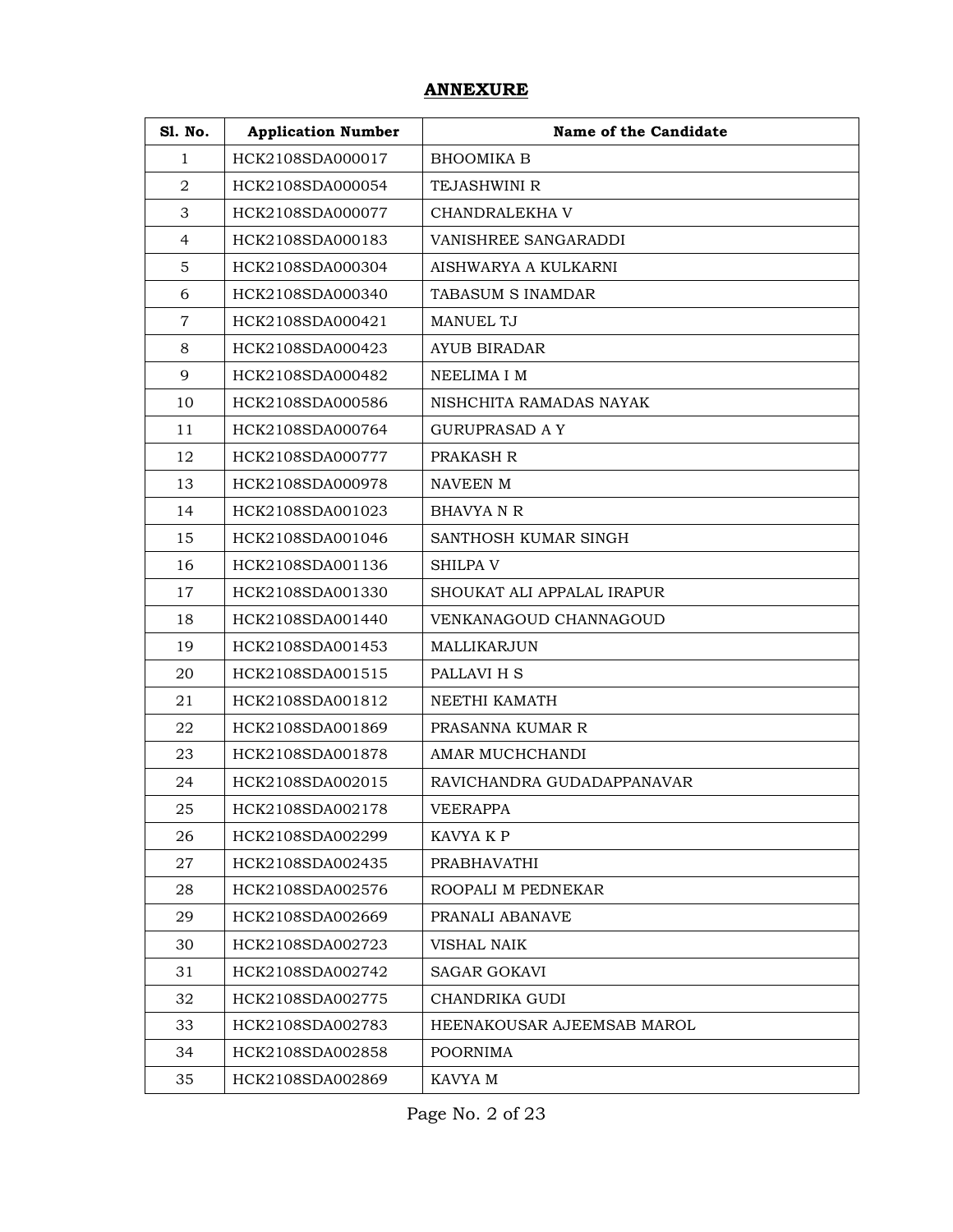## ANNEXURE

| Sl. No. | Application Number | Name of the Candidate |
|---|---|---|
| 1 | HCK2108SDA000017 | BHOOMIKA B |
| 2 | HCK2108SDA000054 | TEJASHWINI R |
| 3 | HCK2108SDA000077 | CHANDRALEKHA V |
| 4 | HCK2108SDA000183 | VANISHREE SANGARADDI |
| 5 | HCK2108SDA000304 | AISHWARYA A KULKARNI |
| 6 | HCK2108SDA000340 | TABASUM S INAMDAR |
| 7 | HCK2108SDA000421 | MANUEL TJ |
| 8 | HCK2108SDA000423 | AYUB BIRADAR |
| 9 | HCK2108SDA000482 | NEELIMA I M |
| 10 | HCK2108SDA000586 | NISHCHITA RAMADAS NAYAK |
| 11 | HCK2108SDA000764 | GURUPRASAD A Y |
| 12 | HCK2108SDA000777 | PRAKASH R |
| 13 | HCK2108SDA000978 | NAVEEN M |
| 14 | HCK2108SDA001023 | BHAVYA N R |
| 15 | HCK2108SDA001046 | SANTHOSH KUMAR SINGH |
| 16 | HCK2108SDA001136 | SHILPA V |
| 17 | HCK2108SDA001330 | SHOUKAT ALI APPALAL IRAPUR |
| 18 | HCK2108SDA001440 | VENKANAGOUD CHANNAGOUD |
| 19 | HCK2108SDA001453 | MALLIKARJUN |
| 20 | HCK2108SDA001515 | PALLAVI H S |
| 21 | HCK2108SDA001812 | NEETHI KAMATH |
| 22 | HCK2108SDA001869 | PRASANNA KUMAR R |
| 23 | HCK2108SDA001878 | AMAR MUCHCHANDI |
| 24 | HCK2108SDA002015 | RAVICHANDRA GUDADAPPANAVAR |
| 25 | HCK2108SDA002178 | VEERAPPA |
| 26 | HCK2108SDA002299 | KAVYA K P |
| 27 | HCK2108SDA002435 | PRABHAVATHI |
| 28 | HCK2108SDA002576 | ROOPALI M PEDNEKAR |
| 29 | HCK2108SDA002669 | PRANALI ABANAVE |
| 30 | HCK2108SDA002723 | VISHAL NAIK |
| 31 | HCK2108SDA002742 | SAGAR GOKAVI |
| 32 | HCK2108SDA002775 | CHANDRIKA GUDI |
| 33 | HCK2108SDA002783 | HEENAKOUSAR AJEEMSAB MAROL |
| 34 | HCK2108SDA002858 | POORNIMA |
| 35 | HCK2108SDA002869 | KAVYA M |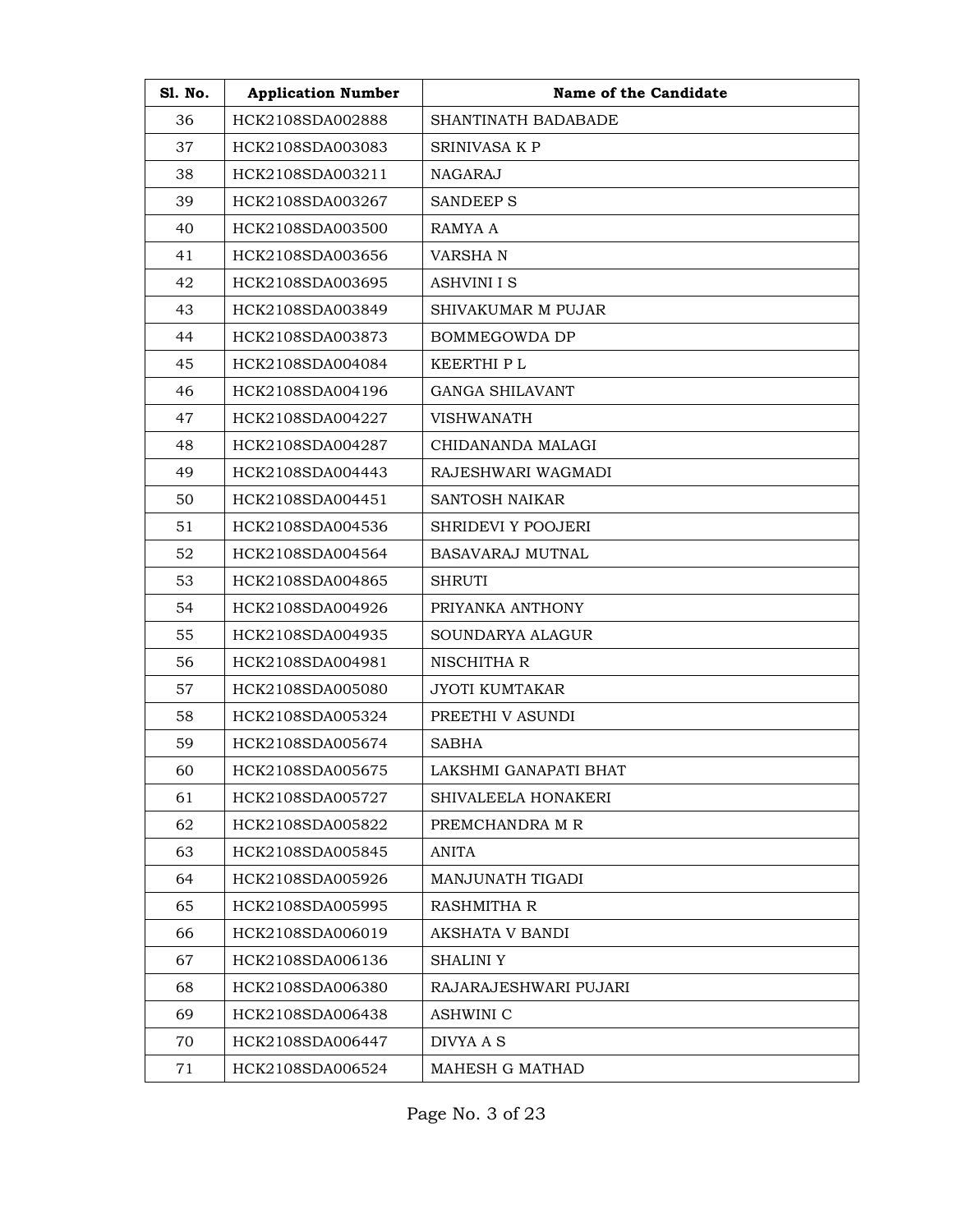| Sl. No. | Application Number | Name of the Candidate |
|---|---|---|
| 36 | HCK2108SDA002888 | SHANTINATH BADABADE |
| 37 | HCK2108SDA003083 | SRINIVASA K P |
| 38 | HCK2108SDA003211 | NAGARAJ |
| 39 | HCK2108SDA003267 | SANDEEP S |
| 40 | HCK2108SDA003500 | RAMYA A |
| 41 | HCK2108SDA003656 | VARSHA N |
| 42 | HCK2108SDA003695 | ASHVINI I S |
| 43 | HCK2108SDA003849 | SHIVAKUMAR M PUJAR |
| 44 | HCK2108SDA003873 | BOMMEGOWDA DP |
| 45 | HCK2108SDA004084 | KEERTHI P L |
| 46 | HCK2108SDA004196 | GANGA SHILAVANT |
| 47 | HCK2108SDA004227 | VISHWANATH |
| 48 | HCK2108SDA004287 | CHIDANANDA MALAGI |
| 49 | HCK2108SDA004443 | RAJESHWARI WAGMADI |
| 50 | HCK2108SDA004451 | SANTOSH NAIKAR |
| 51 | HCK2108SDA004536 | SHRIDEVI Y POOJERI |
| 52 | HCK2108SDA004564 | BASAVARAJ MUTNAL |
| 53 | HCK2108SDA004865 | SHRUTI |
| 54 | HCK2108SDA004926 | PRIYANKA ANTHONY |
| 55 | HCK2108SDA004935 | SOUNDARYA ALAGUR |
| 56 | HCK2108SDA004981 | NISCHITHA R |
| 57 | HCK2108SDA005080 | JYOTI KUMTAKAR |
| 58 | HCK2108SDA005324 | PREETHI V ASUNDI |
| 59 | HCK2108SDA005674 | SABHA |
| 60 | HCK2108SDA005675 | LAKSHMI GANAPATI BHAT |
| 61 | HCK2108SDA005727 | SHIVALEELA HONAKERI |
| 62 | HCK2108SDA005822 | PREMCHANDRA M R |
| 63 | HCK2108SDA005845 | ANITA |
| 64 | HCK2108SDA005926 | MANJUNATH TIGADI |
| 65 | HCK2108SDA005995 | RASHMITHA R |
| 66 | HCK2108SDA006019 | AKSHATA V BANDI |
| 67 | HCK2108SDA006136 | SHALINI Y |
| 68 | HCK2108SDA006380 | RAJARAJESHWARI PUJARI |
| 69 | HCK2108SDA006438 | ASHWINI C |
| 70 | HCK2108SDA006447 | DIVYA A S |
| 71 | HCK2108SDA006524 | MAHESH G MATHAD |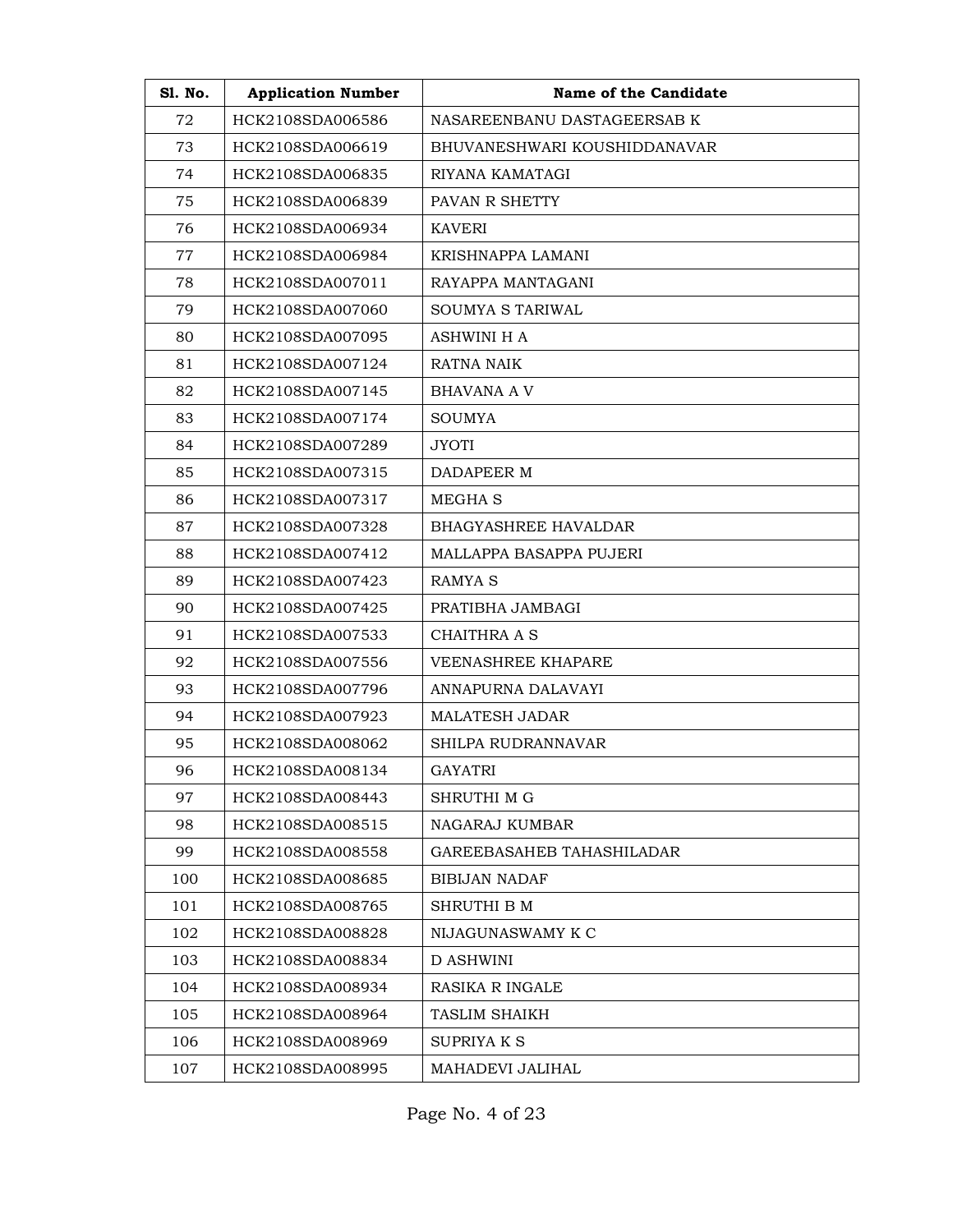| Sl. No. | Application Number | Name of the Candidate |
|---|---|---|
| 72 | HCK2108SDA006586 | NASAREENBANU DASTAGEERSAB K |
| 73 | HCK2108SDA006619 | BHUVANESHWARI KOUSHIDDANAVAR |
| 74 | HCK2108SDA006835 | RIYANA KAMATAGI |
| 75 | HCK2108SDA006839 | PAVAN R SHETTY |
| 76 | HCK2108SDA006934 | KAVERI |
| 77 | HCK2108SDA006984 | KRISHNAPPA LAMANI |
| 78 | HCK2108SDA007011 | RAYAPPA MANTAGANI |
| 79 | HCK2108SDA007060 | SOUMYA S TARIWAL |
| 80 | HCK2108SDA007095 | ASHWINI H A |
| 81 | HCK2108SDA007124 | RATNA NAIK |
| 82 | HCK2108SDA007145 | BHAVANA A V |
| 83 | HCK2108SDA007174 | SOUMYA |
| 84 | HCK2108SDA007289 | JYOTI |
| 85 | HCK2108SDA007315 | DADAPEER M |
| 86 | HCK2108SDA007317 | MEGHA S |
| 87 | HCK2108SDA007328 | BHAGYASHREE HAVALDAR |
| 88 | HCK2108SDA007412 | MALLAPPA BASAPPA PUJERI |
| 89 | HCK2108SDA007423 | RAMYA S |
| 90 | HCK2108SDA007425 | PRATIBHA JAMBAGI |
| 91 | HCK2108SDA007533 | CHAITHRA A S |
| 92 | HCK2108SDA007556 | VEENASHREE KHAPARE |
| 93 | HCK2108SDA007796 | ANNAPURNA DALAVAYI |
| 94 | HCK2108SDA007923 | MALATESH JADAR |
| 95 | HCK2108SDA008062 | SHILPA RUDRANNAVAR |
| 96 | HCK2108SDA008134 | GAYATRI |
| 97 | HCK2108SDA008443 | SHRUTHI M G |
| 98 | HCK2108SDA008515 | NAGARAJ KUMBAR |
| 99 | HCK2108SDA008558 | GAREEBASAHEB TAHASHILADAR |
| 100 | HCK2108SDA008685 | BIBIJAN NADAF |
| 101 | HCK2108SDA008765 | SHRUTHI B M |
| 102 | HCK2108SDA008828 | NIJAGUNASWAMY K C |
| 103 | HCK2108SDA008834 | D ASHWINI |
| 104 | HCK2108SDA008934 | RASIKA R INGALE |
| 105 | HCK2108SDA008964 | TASLIM SHAIKH |
| 106 | HCK2108SDA008969 | SUPRIYA K S |
| 107 | HCK2108SDA008995 | MAHADEVI JALIHAL |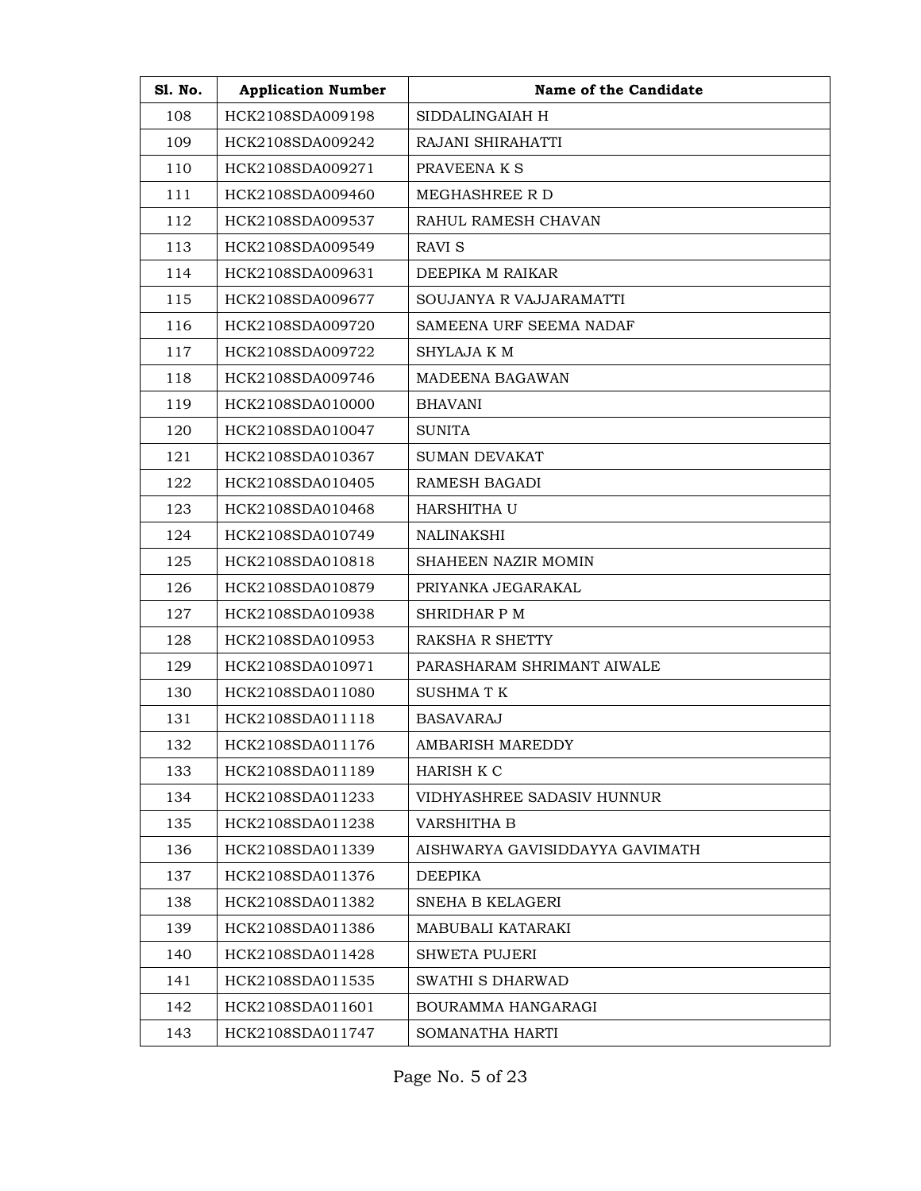| Sl. No. | Application Number | Name of the Candidate |
|---|---|---|
| 108 | HCK2108SDA009198 | SIDDALINGAIAH H |
| 109 | HCK2108SDA009242 | RAJANI SHIRAHATTI |
| 110 | HCK2108SDA009271 | PRAVEENA K S |
| 111 | HCK2108SDA009460 | MEGHASHREE R D |
| 112 | HCK2108SDA009537 | RAHUL RAMESH CHAVAN |
| 113 | HCK2108SDA009549 | RAVI S |
| 114 | HCK2108SDA009631 | DEEPIKA M RAIKAR |
| 115 | HCK2108SDA009677 | SOUJANYA R VAJJARAMATTI |
| 116 | HCK2108SDA009720 | SAMEENA URF SEEMA NADAF |
| 117 | HCK2108SDA009722 | SHYLAJA K M |
| 118 | HCK2108SDA009746 | MADEENA BAGAWAN |
| 119 | HCK2108SDA010000 | BHAVANI |
| 120 | HCK2108SDA010047 | SUNITA |
| 121 | HCK2108SDA010367 | SUMAN DEVAKAT |
| 122 | HCK2108SDA010405 | RAMESH BAGADI |
| 123 | HCK2108SDA010468 | HARSHITHA U |
| 124 | HCK2108SDA010749 | NALINAKSHI |
| 125 | HCK2108SDA010818 | SHAHEEN NAZIR MOMIN |
| 126 | HCK2108SDA010879 | PRIYANKA JEGARAKAL |
| 127 | HCK2108SDA010938 | SHRIDHAR P M |
| 128 | HCK2108SDA010953 | RAKSHA R SHETTY |
| 129 | HCK2108SDA010971 | PARASHARAM SHRIMANT AIWALE |
| 130 | HCK2108SDA011080 | SUSHMA T K |
| 131 | HCK2108SDA011118 | BASAVARAJ |
| 132 | HCK2108SDA011176 | AMBARISH MAREDDY |
| 133 | HCK2108SDA011189 | HARISH K C |
| 134 | HCK2108SDA011233 | VIDHYASHREE SADASIV HUNNUR |
| 135 | HCK2108SDA011238 | VARSHITHA B |
| 136 | HCK2108SDA011339 | AISHWARYA GAVISIDDAYYA GAVIMATH |
| 137 | HCK2108SDA011376 | DEEPIKA |
| 138 | HCK2108SDA011382 | SNEHA B KELAGERI |
| 139 | HCK2108SDA011386 | MABUBALI KATARAKI |
| 140 | HCK2108SDA011428 | SHWETA PUJERI |
| 141 | HCK2108SDA011535 | SWATHI S DHARWAD |
| 142 | HCK2108SDA011601 | BOURAMMA HANGARAGI |
| 143 | HCK2108SDA011747 | SOMANATHA HARTI |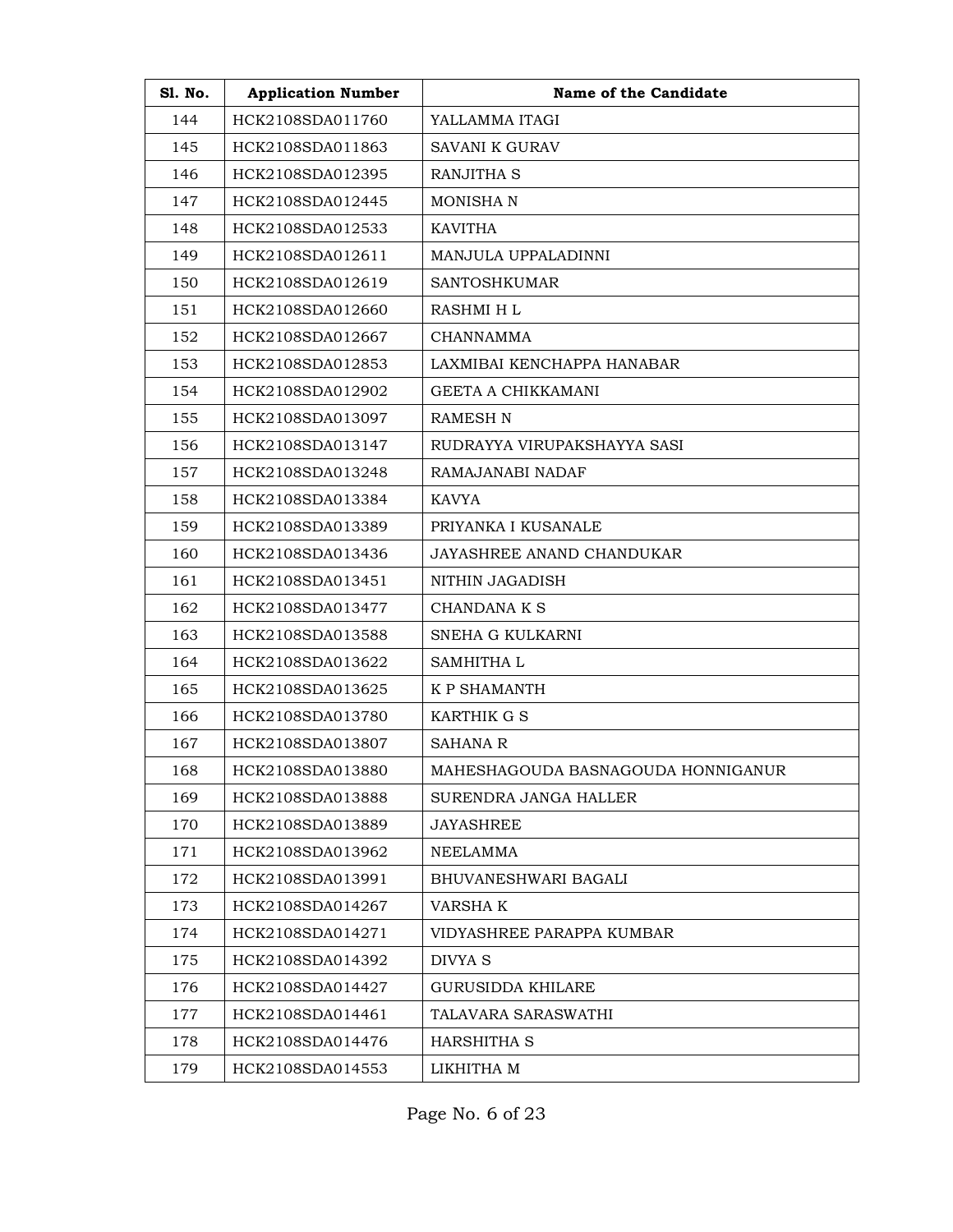| Sl. No. | Application Number | Name of the Candidate |
| --- | --- | --- |
| 144 | HCK2108SDA011760 | YALLAMMA ITAGI |
| 145 | HCK2108SDA011863 | SAVANI K GURAV |
| 146 | HCK2108SDA012395 | RANJITHA S |
| 147 | HCK2108SDA012445 | MONISHA N |
| 148 | HCK2108SDA012533 | KAVITHA |
| 149 | HCK2108SDA012611 | MANJULA UPPALADINNI |
| 150 | HCK2108SDA012619 | SANTOSHKUMAR |
| 151 | HCK2108SDA012660 | RASHMI H L |
| 152 | HCK2108SDA012667 | CHANNAMMA |
| 153 | HCK2108SDA012853 | LAXMIBAI KENCHAPPA HANABAR |
| 154 | HCK2108SDA012902 | GEETA A CHIKKAMANI |
| 155 | HCK2108SDA013097 | RAMESH N |
| 156 | HCK2108SDA013147 | RUDRAYYA VIRUPAKSHAYYA SASI |
| 157 | HCK2108SDA013248 | RAMAJANABI NADAF |
| 158 | HCK2108SDA013384 | KAVYA |
| 159 | HCK2108SDA013389 | PRIYANKA I KUSANALE |
| 160 | HCK2108SDA013436 | JAYASHREE ANAND CHANDUKAR |
| 161 | HCK2108SDA013451 | NITHIN JAGADISH |
| 162 | HCK2108SDA013477 | CHANDANA K S |
| 163 | HCK2108SDA013588 | SNEHA G KULKARNI |
| 164 | HCK2108SDA013622 | SAMHITHA L |
| 165 | HCK2108SDA013625 | K P SHAMANTH |
| 166 | HCK2108SDA013780 | KARTHIK G S |
| 167 | HCK2108SDA013807 | SAHANA R |
| 168 | HCK2108SDA013880 | MAHESHAGOUDA BASNAGOUDA HONNIGANUR |
| 169 | HCK2108SDA013888 | SURENDRA JANGA HALLER |
| 170 | HCK2108SDA013889 | JAYASHREE |
| 171 | HCK2108SDA013962 | NEELAMMA |
| 172 | HCK2108SDA013991 | BHUVANESHWARI BAGALI |
| 173 | HCK2108SDA014267 | VARSHA K |
| 174 | HCK2108SDA014271 | VIDYASHREE PARAPPA KUMBAR |
| 175 | HCK2108SDA014392 | DIVYA S |
| 176 | HCK2108SDA014427 | GURUSIDDA KHILARE |
| 177 | HCK2108SDA014461 | TALAVARA SARASWATHI |
| 178 | HCK2108SDA014476 | HARSHITHA S |
| 179 | HCK2108SDA014553 | LIKHITHA M |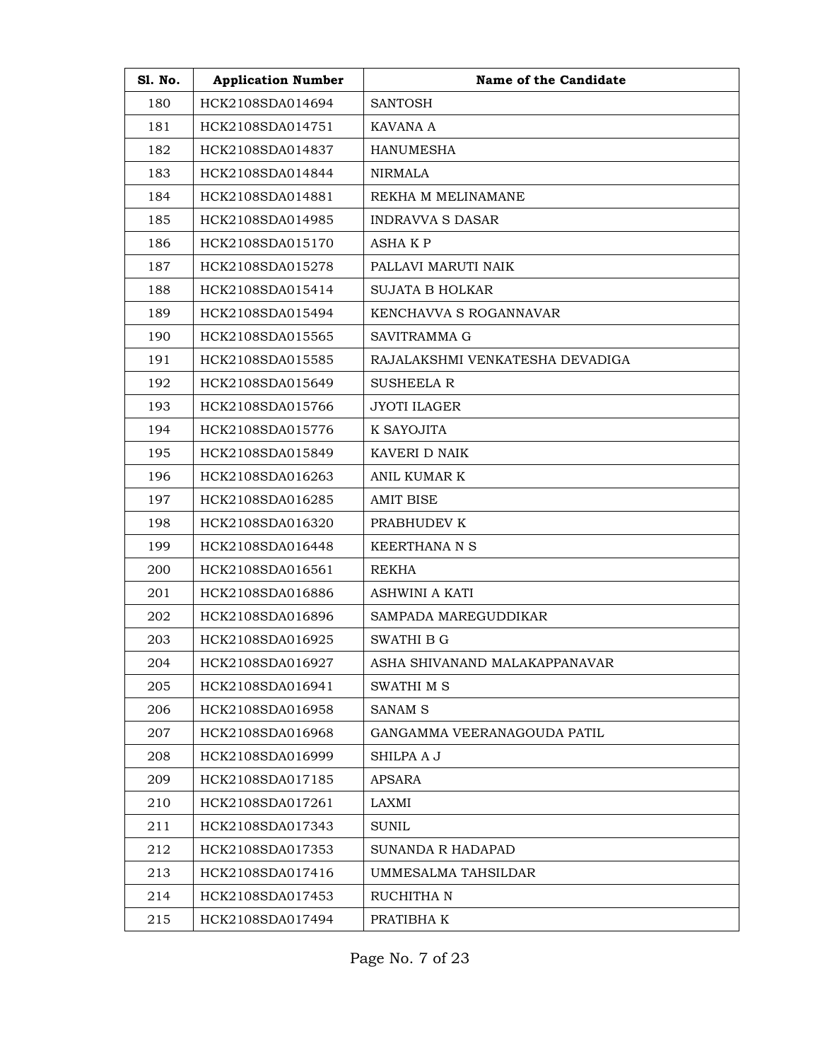| Sl. No. | Application Number | Name of the Candidate |
|---|---|---|
| 180 | HCK2108SDA014694 | SANTOSH |
| 181 | HCK2108SDA014751 | KAVANA A |
| 182 | HCK2108SDA014837 | HANUMESHA |
| 183 | HCK2108SDA014844 | NIRMALA |
| 184 | HCK2108SDA014881 | REKHA M MELINAMANE |
| 185 | HCK2108SDA014985 | INDRAVVA S DASAR |
| 186 | HCK2108SDA015170 | ASHA K P |
| 187 | HCK2108SDA015278 | PALLAVI MARUTI NAIK |
| 188 | HCK2108SDA015414 | SUJATA B HOLKAR |
| 189 | HCK2108SDA015494 | KENCHAVVA S ROGANNAVAR |
| 190 | HCK2108SDA015565 | SAVITRAMMA G |
| 191 | HCK2108SDA015585 | RAJALAKSHMI VENKATESHA DEVADIGA |
| 192 | HCK2108SDA015649 | SUSHEELA R |
| 193 | HCK2108SDA015766 | JYOTI ILAGER |
| 194 | HCK2108SDA015776 | K SAYOJITA |
| 195 | HCK2108SDA015849 | KAVERI D NAIK |
| 196 | HCK2108SDA016263 | ANIL KUMAR K |
| 197 | HCK2108SDA016285 | AMIT BISE |
| 198 | HCK2108SDA016320 | PRABHUDEV K |
| 199 | HCK2108SDA016448 | KEERTHANA N S |
| 200 | HCK2108SDA016561 | REKHA |
| 201 | HCK2108SDA016886 | ASHWINI A KATI |
| 202 | HCK2108SDA016896 | SAMPADA MAREGUDDIKAR |
| 203 | HCK2108SDA016925 | SWATHI B G |
| 204 | HCK2108SDA016927 | ASHA SHIVANAND MALAKAPPANAVAR |
| 205 | HCK2108SDA016941 | SWATHI M S |
| 206 | HCK2108SDA016958 | SANAM S |
| 207 | HCK2108SDA016968 | GANGAMMA VEERANAGOUDA PATIL |
| 208 | HCK2108SDA016999 | SHILPA A J |
| 209 | HCK2108SDA017185 | APSARA |
| 210 | HCK2108SDA017261 | LAXMI |
| 211 | HCK2108SDA017343 | SUNIL |
| 212 | HCK2108SDA017353 | SUNANDA R HADAPAD |
| 213 | HCK2108SDA017416 | UMMESALMA TAHSILDAR |
| 214 | HCK2108SDA017453 | RUCHITHA N |
| 215 | HCK2108SDA017494 | PRATIBHA K |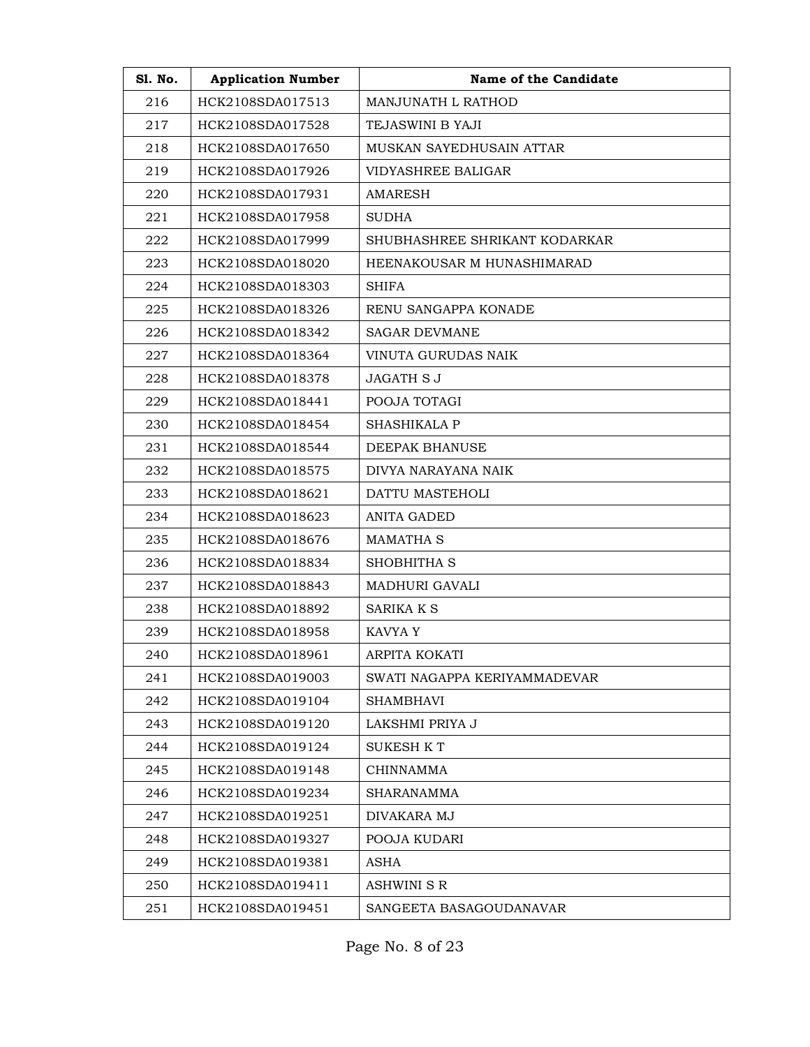| Sl. No. | Application Number | Name of the Candidate |
|---|---|---|
| 216 | HCK2108SDA017513 | MANJUNATH L RATHOD |
| 217 | HCK2108SDA017528 | TEJASWINI B YAJI |
| 218 | HCK2108SDA017650 | MUSKAN SAYEDHUSAIN ATTAR |
| 219 | HCK2108SDA017926 | VIDYASHREE BALIGAR |
| 220 | HCK2108SDA017931 | AMARESH |
| 221 | HCK2108SDA017958 | SUDHA |
| 222 | HCK2108SDA017999 | SHUBHASHREE SHRIKANT KODARKAR |
| 223 | HCK2108SDA018020 | HEENAKOUSAR M HUNASHIMARAD |
| 224 | HCK2108SDA018303 | SHIFA |
| 225 | HCK2108SDA018326 | RENU SANGAPPA KONADE |
| 226 | HCK2108SDA018342 | SAGAR DEVMANE |
| 227 | HCK2108SDA018364 | VINUTA GURUDAS NAIK |
| 228 | HCK2108SDA018378 | JAGATH S J |
| 229 | HCK2108SDA018441 | POOJA TOTAGI |
| 230 | HCK2108SDA018454 | SHASHIKALA P |
| 231 | HCK2108SDA018544 | DEEPAK BHANUSE |
| 232 | HCK2108SDA018575 | DIVYA NARAYANA NAIK |
| 233 | HCK2108SDA018621 | DATTU MASTEHOLI |
| 234 | HCK2108SDA018623 | ANITA GADED |
| 235 | HCK2108SDA018676 | MAMATHA S |
| 236 | HCK2108SDA018834 | SHOBHITHA S |
| 237 | HCK2108SDA018843 | MADHURI GAVALI |
| 238 | HCK2108SDA018892 | SARIKA K S |
| 239 | HCK2108SDA018958 | KAVYA Y |
| 240 | HCK2108SDA018961 | ARPITA KOKATI |
| 241 | HCK2108SDA019003 | SWATI NAGAPPA KERIYAMMADEVAR |
| 242 | HCK2108SDA019104 | SHAMBHAVI |
| 243 | HCK2108SDA019120 | LAKSHMI PRIYA J |
| 244 | HCK2108SDA019124 | SUKESH K T |
| 245 | HCK2108SDA019148 | CHINNAMMA |
| 246 | HCK2108SDA019234 | SHARANAMMA |
| 247 | HCK2108SDA019251 | DIVAKARA MJ |
| 248 | HCK2108SDA019327 | POOJA KUDARI |
| 249 | HCK2108SDA019381 | ASHA |
| 250 | HCK2108SDA019411 | ASHWINI S R |
| 251 | HCK2108SDA019451 | SANGEETA BASAGOUDANAVAR |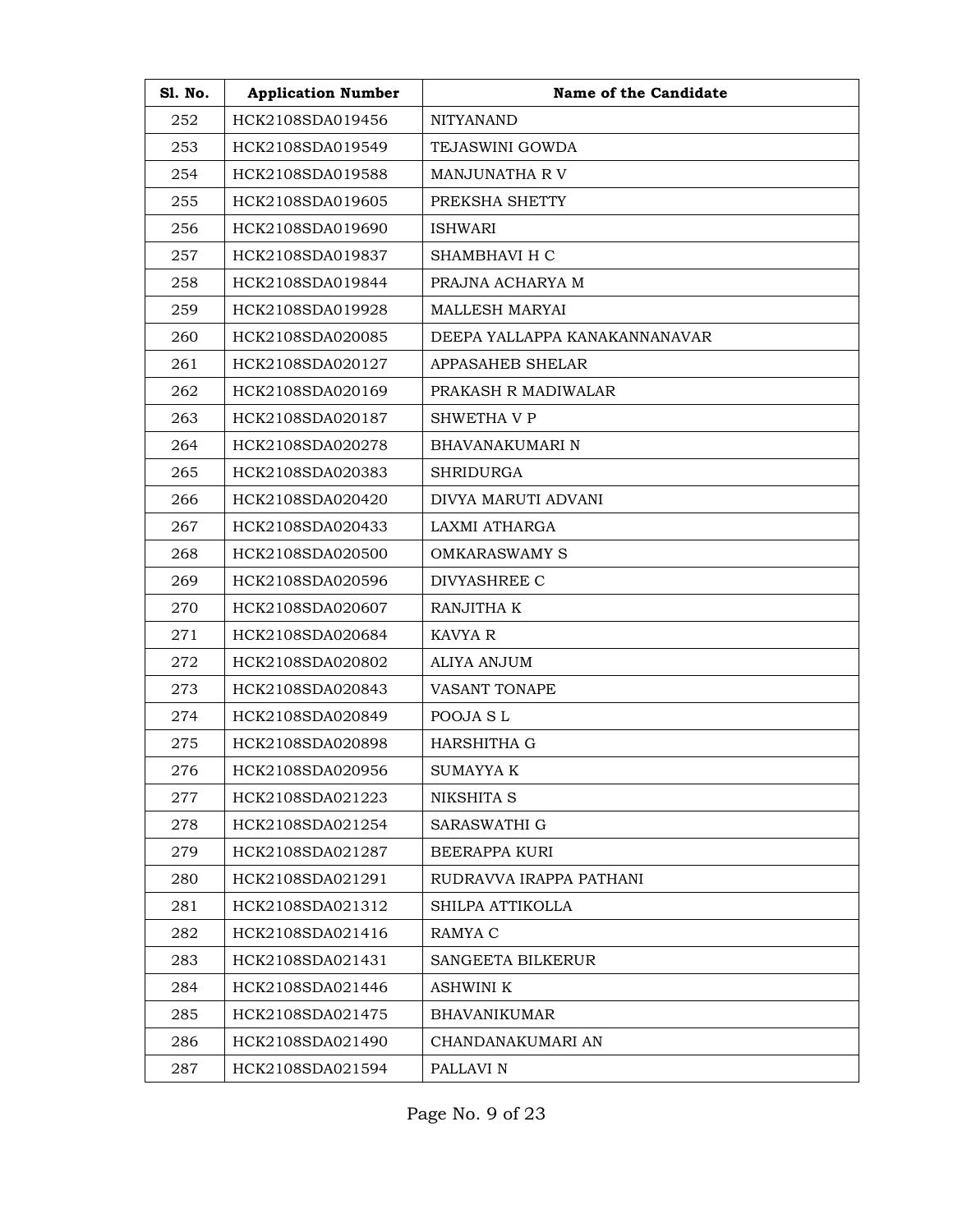| Sl. No. | Application Number | Name of the Candidate |
|---|---|---|
| 252 | HCK2108SDA019456 | NITYANAND |
| 253 | HCK2108SDA019549 | TEJASWINI GOWDA |
| 254 | HCK2108SDA019588 | MANJUNATHA R V |
| 255 | HCK2108SDA019605 | PREKSHA SHETTY |
| 256 | HCK2108SDA019690 | ISHWARI |
| 257 | HCK2108SDA019837 | SHAMBHAVI H C |
| 258 | HCK2108SDA019844 | PRAJNA ACHARYA M |
| 259 | HCK2108SDA019928 | MALLESH MARYAI |
| 260 | HCK2108SDA020085 | DEEPA YALLAPPA KANAKANNANAVAR |
| 261 | HCK2108SDA020127 | APPASAHEB SHELAR |
| 262 | HCK2108SDA020169 | PRAKASH R MADIWALAR |
| 263 | HCK2108SDA020187 | SHWETHA V P |
| 264 | HCK2108SDA020278 | BHAVANAKUMARI N |
| 265 | HCK2108SDA020383 | SHRIDURGA |
| 266 | HCK2108SDA020420 | DIVYA MARUTI ADVANI |
| 267 | HCK2108SDA020433 | LAXMI ATHARGA |
| 268 | HCK2108SDA020500 | OMKARASWAMY S |
| 269 | HCK2108SDA020596 | DIVYASHREE C |
| 270 | HCK2108SDA020607 | RANJITHA K |
| 271 | HCK2108SDA020684 | KAVYA R |
| 272 | HCK2108SDA020802 | ALIYA ANJUM |
| 273 | HCK2108SDA020843 | VASANT TONAPE |
| 274 | HCK2108SDA020849 | POOJA S L |
| 275 | HCK2108SDA020898 | HARSHITHA G |
| 276 | HCK2108SDA020956 | SUMAYYA K |
| 277 | HCK2108SDA021223 | NIKSHITA S |
| 278 | HCK2108SDA021254 | SARASWATHI G |
| 279 | HCK2108SDA021287 | BEERAPPA KURI |
| 280 | HCK2108SDA021291 | RUDRAVVA IRAPPA PATHANI |
| 281 | HCK2108SDA021312 | SHILPA ATTIKOLLA |
| 282 | HCK2108SDA021416 | RAMYA C |
| 283 | HCK2108SDA021431 | SANGEETA BILKERUR |
| 284 | HCK2108SDA021446 | ASHWINI K |
| 285 | HCK2108SDA021475 | BHAVANIKUMAR |
| 286 | HCK2108SDA021490 | CHANDANAKUMARI AN |
| 287 | HCK2108SDA021594 | PALLAVI N |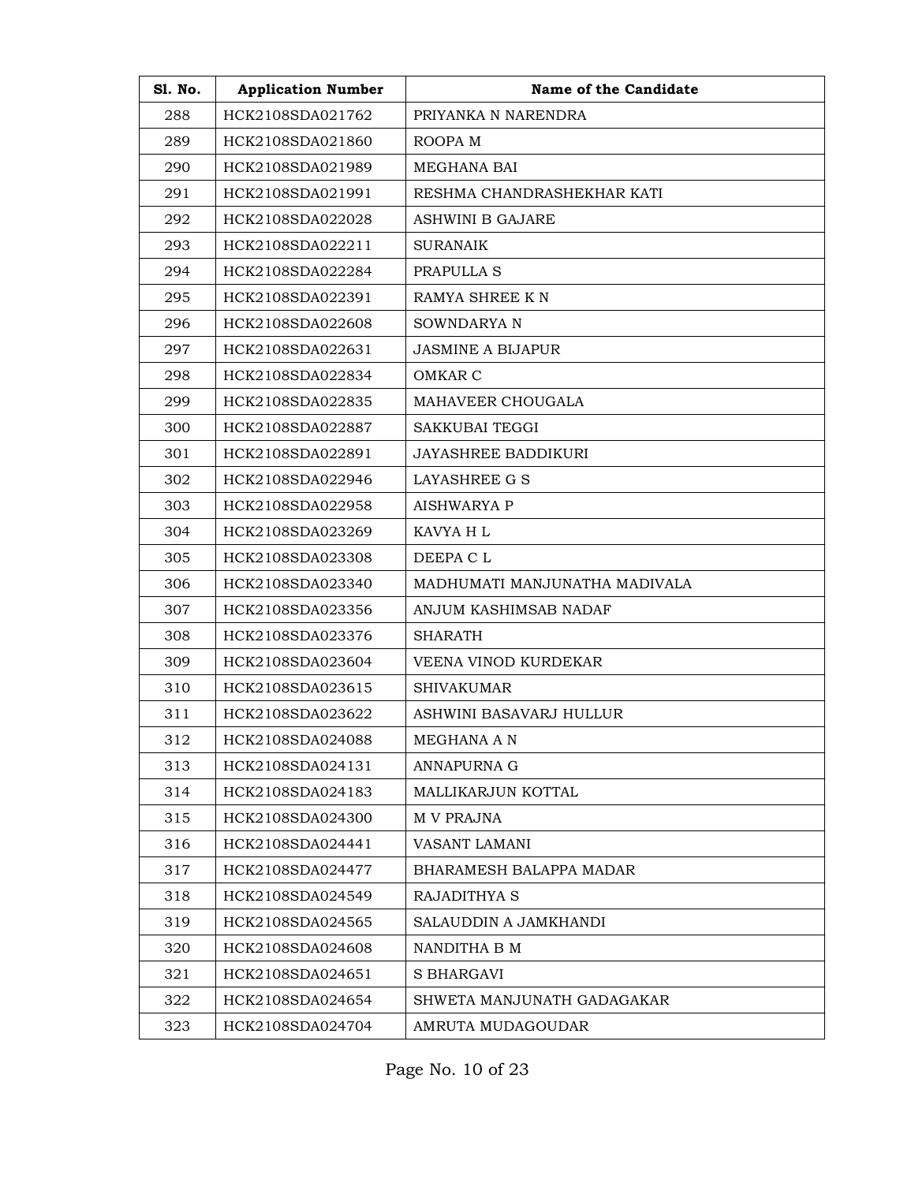| Sl. No. | Application Number | Name of the Candidate |
|---|---|---|
| 288 | HCK2108SDA021762 | PRIYANKA N NARENDRA |
| 289 | HCK2108SDA021860 | ROOPA M |
| 290 | HCK2108SDA021989 | MEGHANA BAI |
| 291 | HCK2108SDA021991 | RESHMA CHANDRASHEKHAR KATI |
| 292 | HCK2108SDA022028 | ASHWINI B GAJARE |
| 293 | HCK2108SDA022211 | SURANAIK |
| 294 | HCK2108SDA022284 | PRAPULLA S |
| 295 | HCK2108SDA022391 | RAMYA SHREE K N |
| 296 | HCK2108SDA022608 | SOWNDARYA N |
| 297 | HCK2108SDA022631 | JASMINE A BIJAPUR |
| 298 | HCK2108SDA022834 | OMKAR C |
| 299 | HCK2108SDA022835 | MAHAVEER CHOUGALA |
| 300 | HCK2108SDA022887 | SAKKUBAI TEGGI |
| 301 | HCK2108SDA022891 | JAYASHREE BADDIKURI |
| 302 | HCK2108SDA022946 | LAYASHREE G S |
| 303 | HCK2108SDA022958 | AISHWARYA P |
| 304 | HCK2108SDA023269 | KAVYA H L |
| 305 | HCK2108SDA023308 | DEEPA C L |
| 306 | HCK2108SDA023340 | MADHUMATI MANJUNATHA MADIVALA |
| 307 | HCK2108SDA023356 | ANJUM KASHIMSAB NADAF |
| 308 | HCK2108SDA023376 | SHARATH |
| 309 | HCK2108SDA023604 | VEENA VINOD KURDEKAR |
| 310 | HCK2108SDA023615 | SHIVAKUMAR |
| 311 | HCK2108SDA023622 | ASHWINI BASAVARJ HULLUR |
| 312 | HCK2108SDA024088 | MEGHANA A N |
| 313 | HCK2108SDA024131 | ANNAPURNA G |
| 314 | HCK2108SDA024183 | MALLIKARJUN KOTTAL |
| 315 | HCK2108SDA024300 | M V PRAJNA |
| 316 | HCK2108SDA024441 | VASANT LAMANI |
| 317 | HCK2108SDA024477 | BHARAMESH BALAPPA MADAR |
| 318 | HCK2108SDA024549 | RAJADITHYA S |
| 319 | HCK2108SDA024565 | SALAUDDIN A JAMKHANDI |
| 320 | HCK2108SDA024608 | NANDITHA B M |
| 321 | HCK2108SDA024651 | S BHARGAVI |
| 322 | HCK2108SDA024654 | SHWETA MANJUNATH GADAGAKAR |
| 323 | HCK2108SDA024704 | AMRUTA MUDAGOUDAR |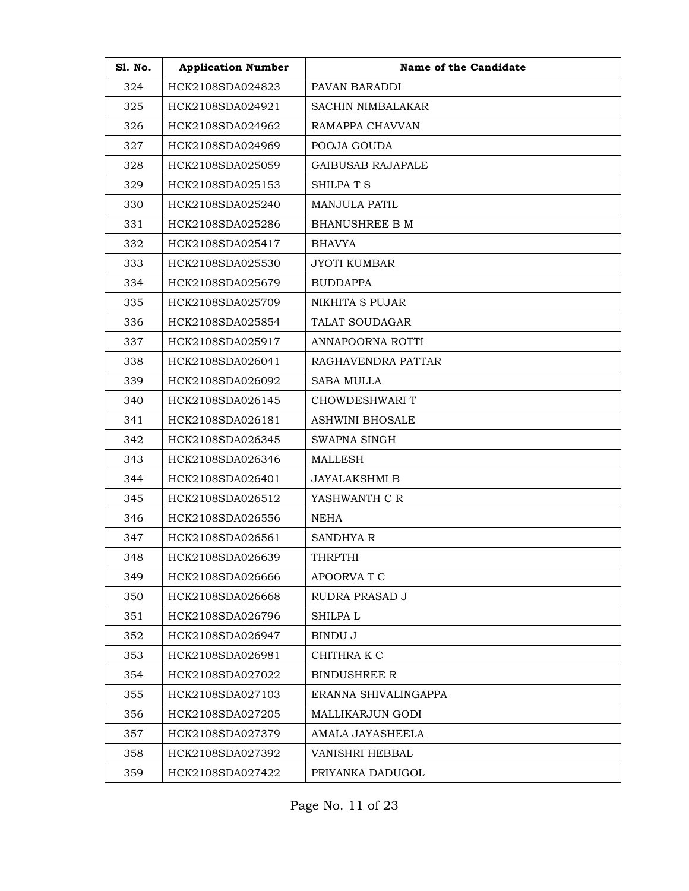| Sl. No. | Application Number | Name of the Candidate |
|---|---|---|
| 324 | HCK2108SDA024823 | PAVAN BARADDI |
| 325 | HCK2108SDA024921 | SACHIN NIMBALAKAR |
| 326 | HCK2108SDA024962 | RAMAPPA CHAVVAN |
| 327 | HCK2108SDA024969 | POOJA GOUDA |
| 328 | HCK2108SDA025059 | GAIBUSAB RAJAPALE |
| 329 | HCK2108SDA025153 | SHILPA T S |
| 330 | HCK2108SDA025240 | MANJULA PATIL |
| 331 | HCK2108SDA025286 | BHANUSHREE B M |
| 332 | HCK2108SDA025417 | BHAVYA |
| 333 | HCK2108SDA025530 | JYOTI KUMBAR |
| 334 | HCK2108SDA025679 | BUDDAPPA |
| 335 | HCK2108SDA025709 | NIKHITA S PUJAR |
| 336 | HCK2108SDA025854 | TALAT SOUDAGAR |
| 337 | HCK2108SDA025917 | ANNAPOORNA ROTTI |
| 338 | HCK2108SDA026041 | RAGHAVENDRA PATTAR |
| 339 | HCK2108SDA026092 | SABA MULLA |
| 340 | HCK2108SDA026145 | CHOWDESHWARI T |
| 341 | HCK2108SDA026181 | ASHWINI BHOSALE |
| 342 | HCK2108SDA026345 | SWAPNA SINGH |
| 343 | HCK2108SDA026346 | MALLESH |
| 344 | HCK2108SDA026401 | JAYALAKSHMI B |
| 345 | HCK2108SDA026512 | YASHWANTH C R |
| 346 | HCK2108SDA026556 | NEHA |
| 347 | HCK2108SDA026561 | SANDHYA R |
| 348 | HCK2108SDA026639 | THRPTHI |
| 349 | HCK2108SDA026666 | APOORVA T C |
| 350 | HCK2108SDA026668 | RUDRA PRASAD J |
| 351 | HCK2108SDA026796 | SHILPA L |
| 352 | HCK2108SDA026947 | BINDU J |
| 353 | HCK2108SDA026981 | CHITHRA K C |
| 354 | HCK2108SDA027022 | BINDUSHREE R |
| 355 | HCK2108SDA027103 | ERANNA SHIVALINGAPPA |
| 356 | HCK2108SDA027205 | MALLIKARJUN GODI |
| 357 | HCK2108SDA027379 | AMALA JAYASHEELA |
| 358 | HCK2108SDA027392 | VANISHRI HEBBAL |
| 359 | HCK2108SDA027422 | PRIYANKA DADUGOL |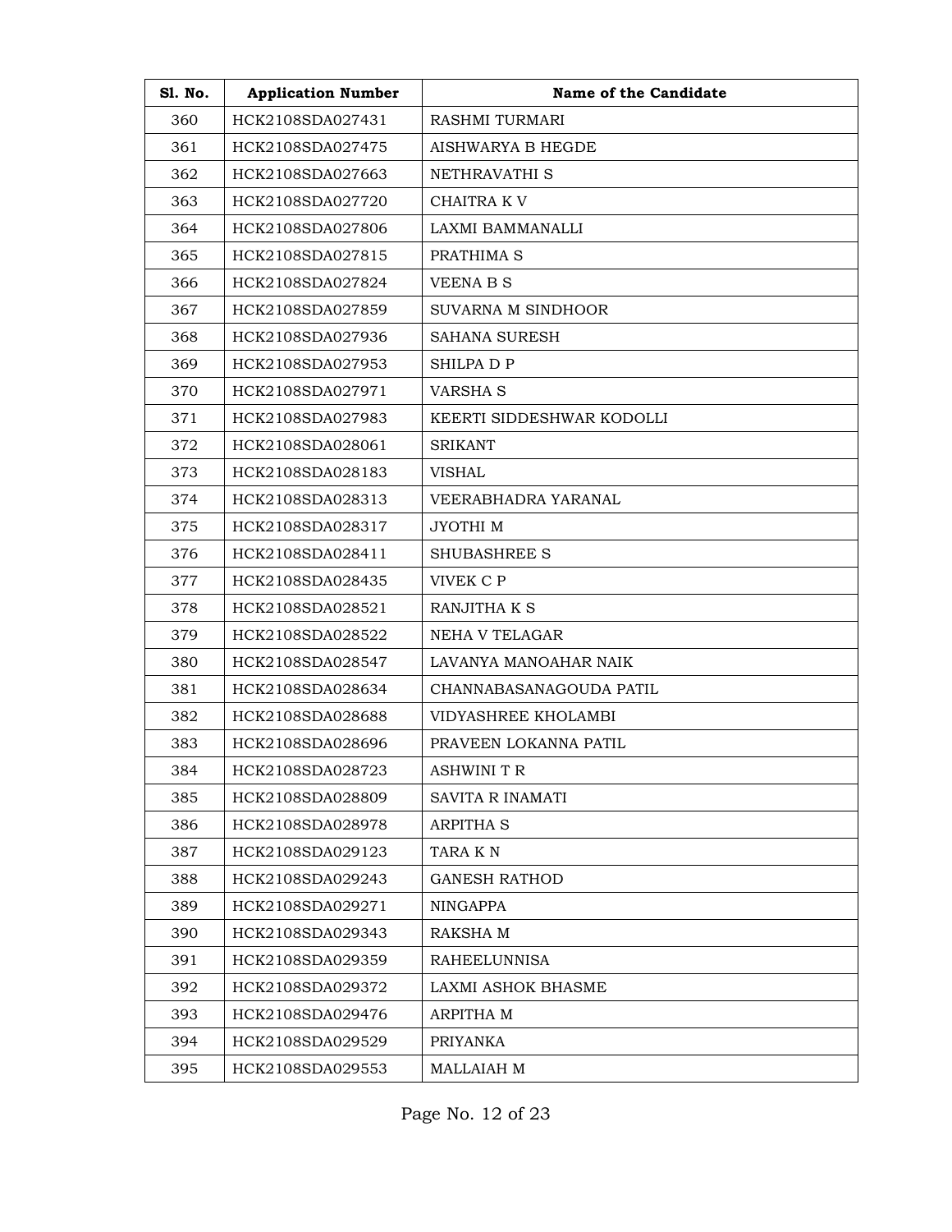| Sl. No. | Application Number | Name of the Candidate |
| --- | --- | --- |
| 360 | HCK2108SDA027431 | RASHMI TURMARI |
| 361 | HCK2108SDA027475 | AISHWARYA B HEGDE |
| 362 | HCK2108SDA027663 | NETHRAVATHI S |
| 363 | HCK2108SDA027720 | CHAITRA K V |
| 364 | HCK2108SDA027806 | LAXMI BAMMANALLI |
| 365 | HCK2108SDA027815 | PRATHIMA S |
| 366 | HCK2108SDA027824 | VEENA B S |
| 367 | HCK2108SDA027859 | SUVARNA M SINDHOOR |
| 368 | HCK2108SDA027936 | SAHANA SURESH |
| 369 | HCK2108SDA027953 | SHILPA D P |
| 370 | HCK2108SDA027971 | VARSHA S |
| 371 | HCK2108SDA027983 | KEERTI SIDDESHWAR KODOLLI |
| 372 | HCK2108SDA028061 | SRIKANT |
| 373 | HCK2108SDA028183 | VISHAL |
| 374 | HCK2108SDA028313 | VEERABHADRA YARANAL |
| 375 | HCK2108SDA028317 | JYOTHI M |
| 376 | HCK2108SDA028411 | SHUBASHREE S |
| 377 | HCK2108SDA028435 | VIVEK C P |
| 378 | HCK2108SDA028521 | RANJITHA K S |
| 379 | HCK2108SDA028522 | NEHA V TELAGAR |
| 380 | HCK2108SDA028547 | LAVANYA MANOAHAR NAIK |
| 381 | HCK2108SDA028634 | CHANNABASANAGOUDA PATIL |
| 382 | HCK2108SDA028688 | VIDYASHREE KHOLAMBI |
| 383 | HCK2108SDA028696 | PRAVEEN LOKANNA PATIL |
| 384 | HCK2108SDA028723 | ASHWINI T R |
| 385 | HCK2108SDA028809 | SAVITA R INAMATI |
| 386 | HCK2108SDA028978 | ARPITHA S |
| 387 | HCK2108SDA029123 | TARA K N |
| 388 | HCK2108SDA029243 | GANESH RATHOD |
| 389 | HCK2108SDA029271 | NINGAPPA |
| 390 | HCK2108SDA029343 | RAKSHA M |
| 391 | HCK2108SDA029359 | RAHEELUNNISA |
| 392 | HCK2108SDA029372 | LAXMI ASHOK BHASME |
| 393 | HCK2108SDA029476 | ARPITHA M |
| 394 | HCK2108SDA029529 | PRIYANKA |
| 395 | HCK2108SDA029553 | MALLAIAH M |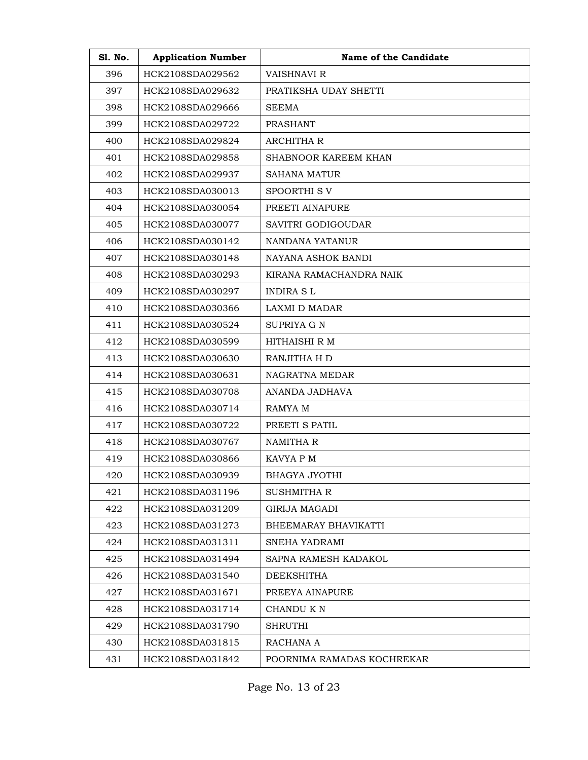| Sl. No. | Application Number | Name of the Candidate |
|---|---|---|
| 396 | HCK2108SDA029562 | VAISHNAVI R |
| 397 | HCK2108SDA029632 | PRATIKSHA UDAY SHETTI |
| 398 | HCK2108SDA029666 | SEEMA |
| 399 | HCK2108SDA029722 | PRASHANT |
| 400 | HCK2108SDA029824 | ARCHITHA R |
| 401 | HCK2108SDA029858 | SHABNOOR KAREEM KHAN |
| 402 | HCK2108SDA029937 | SAHANA MATUR |
| 403 | HCK2108SDA030013 | SPOORTHI S V |
| 404 | HCK2108SDA030054 | PREETI AINAPURE |
| 405 | HCK2108SDA030077 | SAVITRI GODIGOUDAR |
| 406 | HCK2108SDA030142 | NANDANA YATANUR |
| 407 | HCK2108SDA030148 | NAYANA ASHOK BANDI |
| 408 | HCK2108SDA030293 | KIRANA RAMACHANDRA NAIK |
| 409 | HCK2108SDA030297 | INDIRA S L |
| 410 | HCK2108SDA030366 | LAXMI D MADAR |
| 411 | HCK2108SDA030524 | SUPRIYA G N |
| 412 | HCK2108SDA030599 | HITHAISHI R M |
| 413 | HCK2108SDA030630 | RANJITHA H D |
| 414 | HCK2108SDA030631 | NAGRATNA MEDAR |
| 415 | HCK2108SDA030708 | ANANDA JADHAVA |
| 416 | HCK2108SDA030714 | RAMYA M |
| 417 | HCK2108SDA030722 | PREETI S PATIL |
| 418 | HCK2108SDA030767 | NAMITHA R |
| 419 | HCK2108SDA030866 | KAVYA P M |
| 420 | HCK2108SDA030939 | BHAGYA JYOTHI |
| 421 | HCK2108SDA031196 | SUSHMITHA R |
| 422 | HCK2108SDA031209 | GIRIJA MAGADI |
| 423 | HCK2108SDA031273 | BHEEMARAY BHAVIKATTI |
| 424 | HCK2108SDA031311 | SNEHA YADRAMI |
| 425 | HCK2108SDA031494 | SAPNA RAMESH KADAKOL |
| 426 | HCK2108SDA031540 | DEEKSHITHA |
| 427 | HCK2108SDA031671 | PREEYA AINAPURE |
| 428 | HCK2108SDA031714 | CHANDU K N |
| 429 | HCK2108SDA031790 | SHRUTHI |
| 430 | HCK2108SDA031815 | RACHANA A |
| 431 | HCK2108SDA031842 | POORNIMA RAMADAS KOCHREKAR |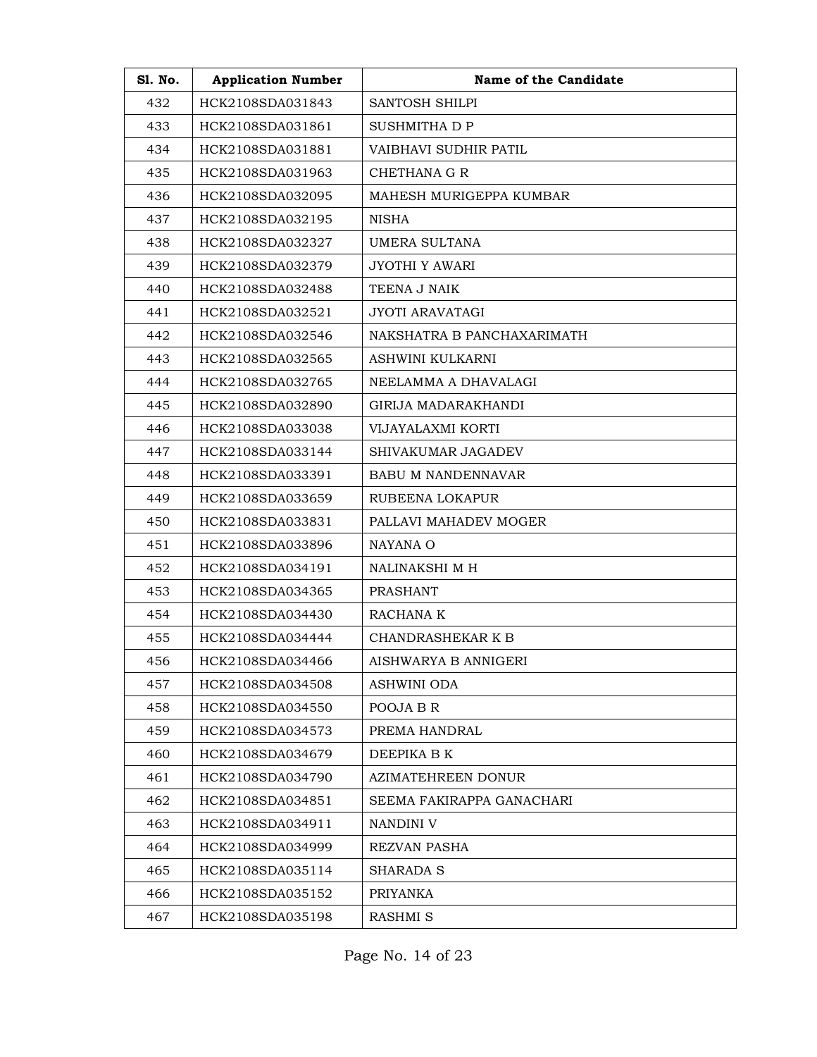| Sl. No. | Application Number | Name of the Candidate |
|---|---|---|
| 432 | HCK2108SDA031843 | SANTOSH SHILPI |
| 433 | HCK2108SDA031861 | SUSHMITHA D P |
| 434 | HCK2108SDA031881 | VAIBHAVI SUDHIR PATIL |
| 435 | HCK2108SDA031963 | CHETHANA G R |
| 436 | HCK2108SDA032095 | MAHESH MURIGEPPA KUMBAR |
| 437 | HCK2108SDA032195 | NISHA |
| 438 | HCK2108SDA032327 | UMERA SULTANA |
| 439 | HCK2108SDA032379 | JYOTHI Y AWARI |
| 440 | HCK2108SDA032488 | TEENA J NAIK |
| 441 | HCK2108SDA032521 | JYOTI ARAVATAGI |
| 442 | HCK2108SDA032546 | NAKSHATRA B PANCHAXARIMATH |
| 443 | HCK2108SDA032565 | ASHWINI KULKARNI |
| 444 | HCK2108SDA032765 | NEELAMMA A DHAVALAGI |
| 445 | HCK2108SDA032890 | GIRIJA MADARAKHANDI |
| 446 | HCK2108SDA033038 | VIJAYALAXMI KORTI |
| 447 | HCK2108SDA033144 | SHIVAKUMAR JAGADEV |
| 448 | HCK2108SDA033391 | BABU M NANDENNAVAR |
| 449 | HCK2108SDA033659 | RUBEENA LOKAPUR |
| 450 | HCK2108SDA033831 | PALLAVI MAHADEV MOGER |
| 451 | HCK2108SDA033896 | NAYANA O |
| 452 | HCK2108SDA034191 | NALINAKSHI M H |
| 453 | HCK2108SDA034365 | PRASHANT |
| 454 | HCK2108SDA034430 | RACHANA K |
| 455 | HCK2108SDA034444 | CHANDRASHEKAR K B |
| 456 | HCK2108SDA034466 | AISHWARYA B ANNIGERI |
| 457 | HCK2108SDA034508 | ASHWINI ODA |
| 458 | HCK2108SDA034550 | POOJA B R |
| 459 | HCK2108SDA034573 | PREMA HANDRAL |
| 460 | HCK2108SDA034679 | DEEPIKA B K |
| 461 | HCK2108SDA034790 | AZIMATEHREEN DONUR |
| 462 | HCK2108SDA034851 | SEEMA FAKIRAPPA GANACHARI |
| 463 | HCK2108SDA034911 | NANDINI V |
| 464 | HCK2108SDA034999 | REZVAN PASHA |
| 465 | HCK2108SDA035114 | SHARADA S |
| 466 | HCK2108SDA035152 | PRIYANKA |
| 467 | HCK2108SDA035198 | RASHMI S |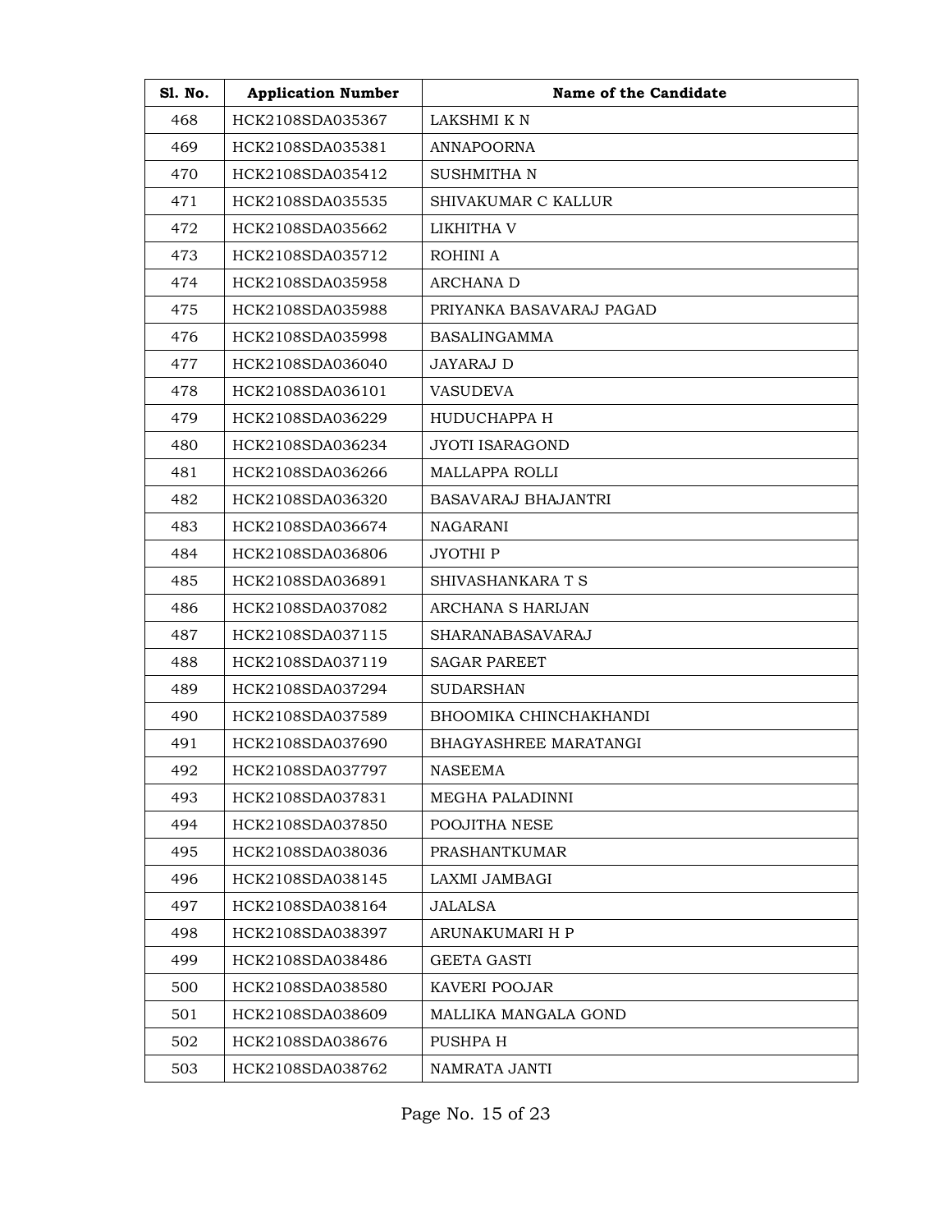| Sl. No. | Application Number | Name of the Candidate |
|---|---|---|
| 468 | HCK2108SDA035367 | LAKSHMI K N |
| 469 | HCK2108SDA035381 | ANNAPOORNA |
| 470 | HCK2108SDA035412 | SUSHMITHA N |
| 471 | HCK2108SDA035535 | SHIVAKUMAR C KALLUR |
| 472 | HCK2108SDA035662 | LIKHITHA V |
| 473 | HCK2108SDA035712 | ROHINI A |
| 474 | HCK2108SDA035958 | ARCHANA D |
| 475 | HCK2108SDA035988 | PRIYANKA BASAVARAJ PAGAD |
| 476 | HCK2108SDA035998 | BASALINGAMMA |
| 477 | HCK2108SDA036040 | JAYARAJ D |
| 478 | HCK2108SDA036101 | VASUDEVA |
| 479 | HCK2108SDA036229 | HUDUCHAPPA H |
| 480 | HCK2108SDA036234 | JYOTI ISARAGOND |
| 481 | HCK2108SDA036266 | MALLAPPA ROLLI |
| 482 | HCK2108SDA036320 | BASAVARAJ BHAJANTRI |
| 483 | HCK2108SDA036674 | NAGARANI |
| 484 | HCK2108SDA036806 | JYOTHI P |
| 485 | HCK2108SDA036891 | SHIVASHANKARA T S |
| 486 | HCK2108SDA037082 | ARCHANA S HARIJAN |
| 487 | HCK2108SDA037115 | SHARANABASAVARAJ |
| 488 | HCK2108SDA037119 | SAGAR PAREET |
| 489 | HCK2108SDA037294 | SUDARSHAN |
| 490 | HCK2108SDA037589 | BHOOMIKA CHINCHAKHANDI |
| 491 | HCK2108SDA037690 | BHAGYASHREE MARATANGI |
| 492 | HCK2108SDA037797 | NASEEMA |
| 493 | HCK2108SDA037831 | MEGHA PALADINNI |
| 494 | HCK2108SDA037850 | POOJITHA NESE |
| 495 | HCK2108SDA038036 | PRASHANTKUMAR |
| 496 | HCK2108SDA038145 | LAXMI JAMBAGI |
| 497 | HCK2108SDA038164 | JALALSA |
| 498 | HCK2108SDA038397 | ARUNAKUMARI H P |
| 499 | HCK2108SDA038486 | GEETA GASTI |
| 500 | HCK2108SDA038580 | KAVERI POOJAR |
| 501 | HCK2108SDA038609 | MALLIKA MANGALA GOND |
| 502 | HCK2108SDA038676 | PUSHPA H |
| 503 | HCK2108SDA038762 | NAMRATA JANTI |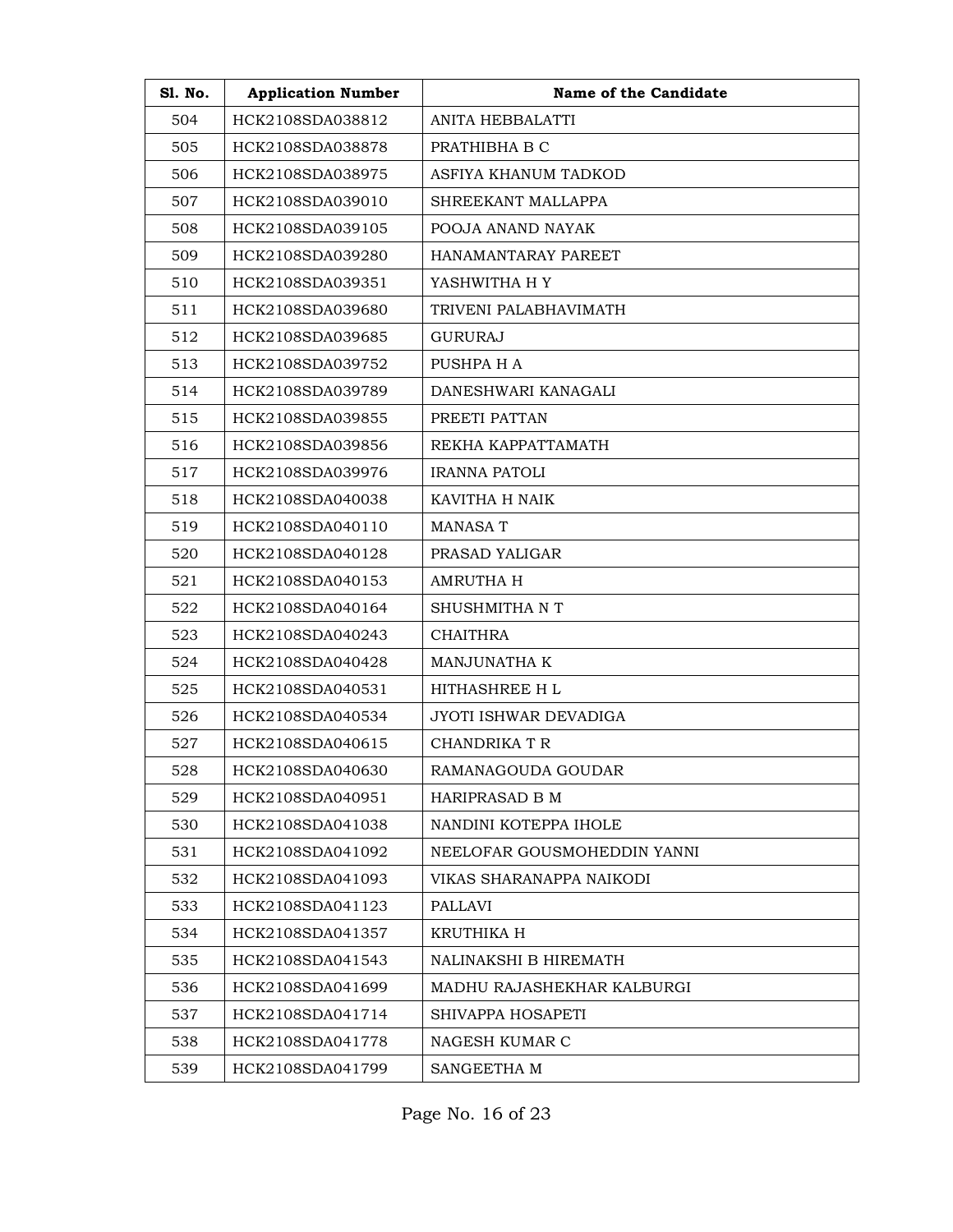| Sl. No. | Application Number | Name of the Candidate |
|---|---|---|
| 504 | HCK2108SDA038812 | ANITA HEBBALATTI |
| 505 | HCK2108SDA038878 | PRATHIBHA B C |
| 506 | HCK2108SDA038975 | ASFIYA KHANUM TADKOD |
| 507 | HCK2108SDA039010 | SHREEKANT MALLAPPA |
| 508 | HCK2108SDA039105 | POOJA ANAND NAYAK |
| 509 | HCK2108SDA039280 | HANAMANTARAY PAREET |
| 510 | HCK2108SDA039351 | YASHWITHA H Y |
| 511 | HCK2108SDA039680 | TRIVENI PALABHAVIMATH |
| 512 | HCK2108SDA039685 | GURURAJ |
| 513 | HCK2108SDA039752 | PUSHPA H A |
| 514 | HCK2108SDA039789 | DANESHWARI KANAGALI |
| 515 | HCK2108SDA039855 | PREETI PATTAN |
| 516 | HCK2108SDA039856 | REKHA KAPPATTAMATH |
| 517 | HCK2108SDA039976 | IRANNA PATOLI |
| 518 | HCK2108SDA040038 | KAVITHA H NAIK |
| 519 | HCK2108SDA040110 | MANASA T |
| 520 | HCK2108SDA040128 | PRASAD YALIGAR |
| 521 | HCK2108SDA040153 | AMRUTHA H |
| 522 | HCK2108SDA040164 | SHUSHMITHA N T |
| 523 | HCK2108SDA040243 | CHAITHRA |
| 524 | HCK2108SDA040428 | MANJUNATHA K |
| 525 | HCK2108SDA040531 | HITHASHREE H L |
| 526 | HCK2108SDA040534 | JYOTI ISHWAR DEVADIGA |
| 527 | HCK2108SDA040615 | CHANDRIKA T R |
| 528 | HCK2108SDA040630 | RAMANAGOUDA GOUDAR |
| 529 | HCK2108SDA040951 | HARIPRASAD B M |
| 530 | HCK2108SDA041038 | NANDINI KOTEPPA IHOLE |
| 531 | HCK2108SDA041092 | NEELOFAR GOUSMOHEDDIN YANNI |
| 532 | HCK2108SDA041093 | VIKAS SHARANAPPA NAIKODI |
| 533 | HCK2108SDA041123 | PALLAVI |
| 534 | HCK2108SDA041357 | KRUTHIKA H |
| 535 | HCK2108SDA041543 | NALINAKSHI B HIREMATH |
| 536 | HCK2108SDA041699 | MADHU RAJASHEKHAR KALBURGI |
| 537 | HCK2108SDA041714 | SHIVAPPA HOSAPETI |
| 538 | HCK2108SDA041778 | NAGESH KUMAR C |
| 539 | HCK2108SDA041799 | SANGEETHA M |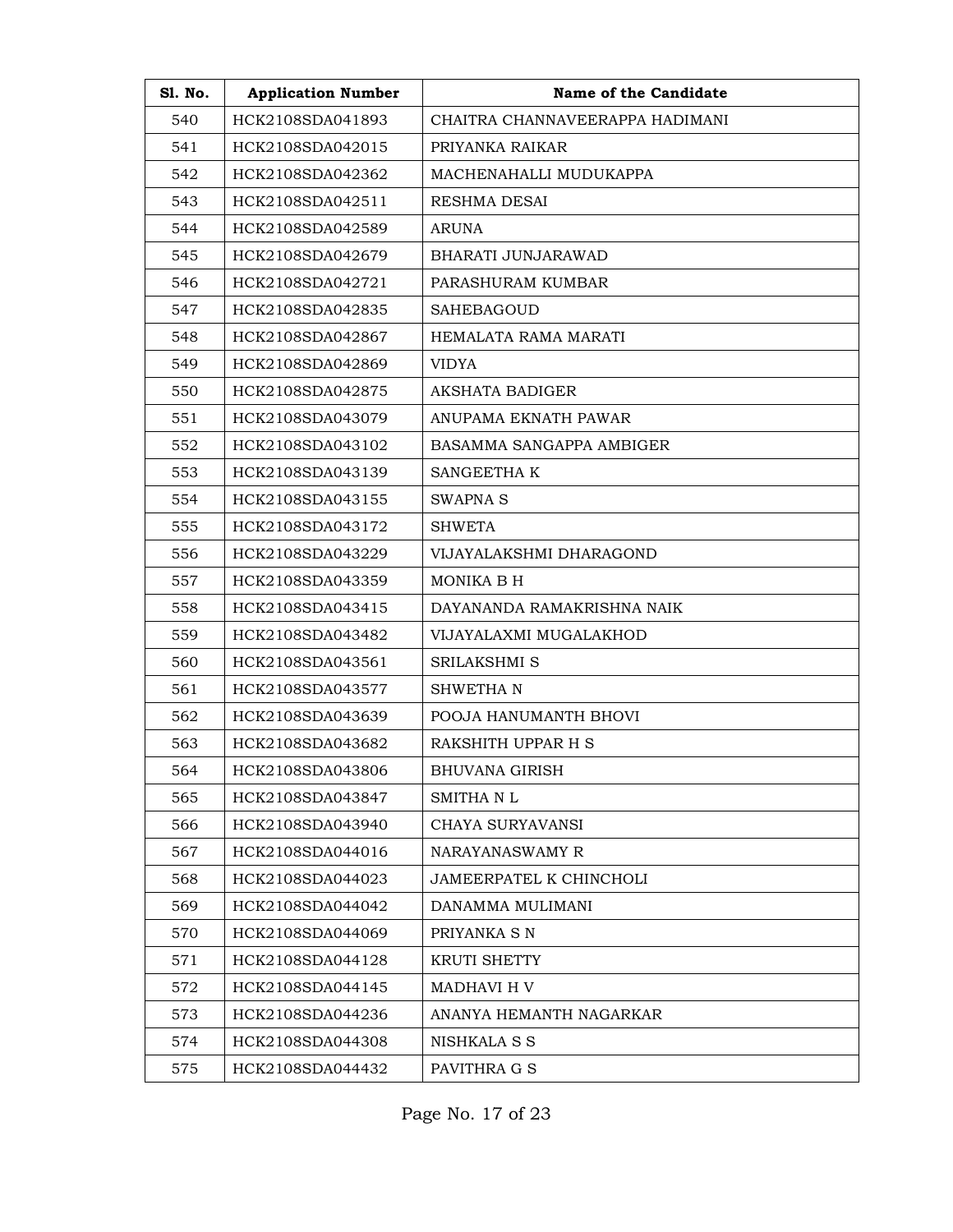| Sl. No. | Application Number | Name of the Candidate |
|---|---|---|
| 540 | HCK2108SDA041893 | CHAITRA CHANNAVEERAPPA HADIMANI |
| 541 | HCK2108SDA042015 | PRIYANKA RAIKAR |
| 542 | HCK2108SDA042362 | MACHENAHALLI MUDUKAPPA |
| 543 | HCK2108SDA042511 | RESHMA DESAI |
| 544 | HCK2108SDA042589 | ARUNA |
| 545 | HCK2108SDA042679 | BHARATI JUNJARAWAD |
| 546 | HCK2108SDA042721 | PARASHURAM KUMBAR |
| 547 | HCK2108SDA042835 | SAHEBAGOUD |
| 548 | HCK2108SDA042867 | HEMALATA RAMA MARATI |
| 549 | HCK2108SDA042869 | VIDYA |
| 550 | HCK2108SDA042875 | AKSHATA BADIGER |
| 551 | HCK2108SDA043079 | ANUPAMA EKNATH PAWAR |
| 552 | HCK2108SDA043102 | BASAMMA SANGAPPA AMBIGER |
| 553 | HCK2108SDA043139 | SANGEETHA K |
| 554 | HCK2108SDA043155 | SWAPNA S |
| 555 | HCK2108SDA043172 | SHWETA |
| 556 | HCK2108SDA043229 | VIJAYALAKSHMI DHARAGOND |
| 557 | HCK2108SDA043359 | MONIKA B H |
| 558 | HCK2108SDA043415 | DAYANANDA RAMAKRISHNA NAIK |
| 559 | HCK2108SDA043482 | VIJAYALAXMI MUGALAKHOD |
| 560 | HCK2108SDA043561 | SRILAKSHMI S |
| 561 | HCK2108SDA043577 | SHWETHA N |
| 562 | HCK2108SDA043639 | POOJA HANUMANTH BHOVI |
| 563 | HCK2108SDA043682 | RAKSHITH UPPAR H S |
| 564 | HCK2108SDA043806 | BHUVANA GIRISH |
| 565 | HCK2108SDA043847 | SMITHA N L |
| 566 | HCK2108SDA043940 | CHAYA SURYAVANSI |
| 567 | HCK2108SDA044016 | NARAYANASWAMY R |
| 568 | HCK2108SDA044023 | JAMEERPATEL K CHINCHOLI |
| 569 | HCK2108SDA044042 | DANAMMA MULIMANI |
| 570 | HCK2108SDA044069 | PRIYANKA S N |
| 571 | HCK2108SDA044128 | KRUTI SHETTY |
| 572 | HCK2108SDA044145 | MADHAVI H V |
| 573 | HCK2108SDA044236 | ANANYA HEMANTH NAGARKAR |
| 574 | HCK2108SDA044308 | NISHKALA S S |
| 575 | HCK2108SDA044432 | PAVITHRA G S |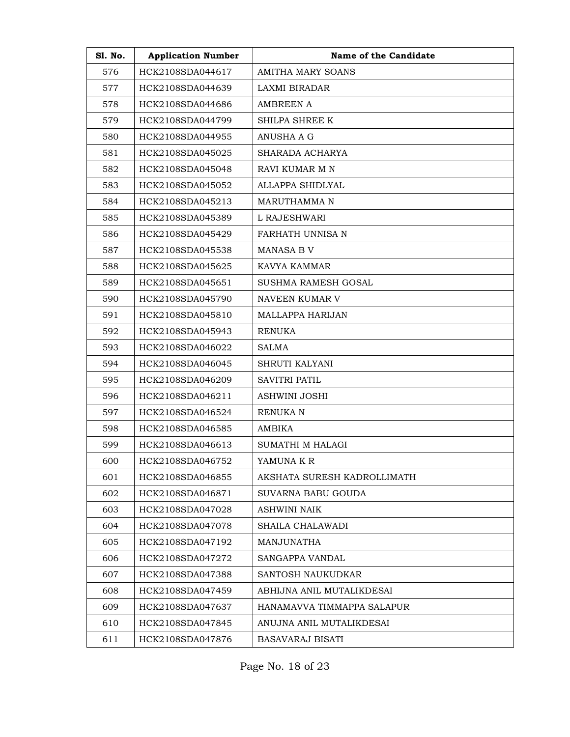| Sl. No. | Application Number | Name of the Candidate |
|---|---|---|
| 576 | HCK2108SDA044617 | AMITHA MARY SOANS |
| 577 | HCK2108SDA044639 | LAXMI BIRADAR |
| 578 | HCK2108SDA044686 | AMBREEN A |
| 579 | HCK2108SDA044799 | SHILPA SHREE K |
| 580 | HCK2108SDA044955 | ANUSHA A G |
| 581 | HCK2108SDA045025 | SHARADA ACHARYA |
| 582 | HCK2108SDA045048 | RAVI KUMAR M N |
| 583 | HCK2108SDA045052 | ALLAPPA SHIDLYAL |
| 584 | HCK2108SDA045213 | MARUTHAMMA N |
| 585 | HCK2108SDA045389 | L RAJESHWARI |
| 586 | HCK2108SDA045429 | FARHATH UNNISA N |
| 587 | HCK2108SDA045538 | MANASA B V |
| 588 | HCK2108SDA045625 | KAVYA KAMMAR |
| 589 | HCK2108SDA045651 | SUSHMA RAMESH GOSAL |
| 590 | HCK2108SDA045790 | NAVEEN KUMAR V |
| 591 | HCK2108SDA045810 | MALLAPPA HARIJAN |
| 592 | HCK2108SDA045943 | RENUKA |
| 593 | HCK2108SDA046022 | SALMA |
| 594 | HCK2108SDA046045 | SHRUTI KALYANI |
| 595 | HCK2108SDA046209 | SAVITRI PATIL |
| 596 | HCK2108SDA046211 | ASHWINI JOSHI |
| 597 | HCK2108SDA046524 | RENUKA N |
| 598 | HCK2108SDA046585 | AMBIKA |
| 599 | HCK2108SDA046613 | SUMATHI M HALAGI |
| 600 | HCK2108SDA046752 | YAMUNA K R |
| 601 | HCK2108SDA046855 | AKSHATA SURESH KADROLLIMATH |
| 602 | HCK2108SDA046871 | SUVARNA BABU GOUDA |
| 603 | HCK2108SDA047028 | ASHWINI NAIK |
| 604 | HCK2108SDA047078 | SHAILA CHALAWADI |
| 605 | HCK2108SDA047192 | MANJUNATHA |
| 606 | HCK2108SDA047272 | SANGAPPA VANDAL |
| 607 | HCK2108SDA047388 | SANTOSH NAUKUDKAR |
| 608 | HCK2108SDA047459 | ABHIJNA ANIL MUTALIKDESAI |
| 609 | HCK2108SDA047637 | HANAMAVVA TIMMAPPA SALAPUR |
| 610 | HCK2108SDA047845 | ANUJNA ANIL MUTALIKDESAI |
| 611 | HCK2108SDA047876 | BASAVARAJ BISATI |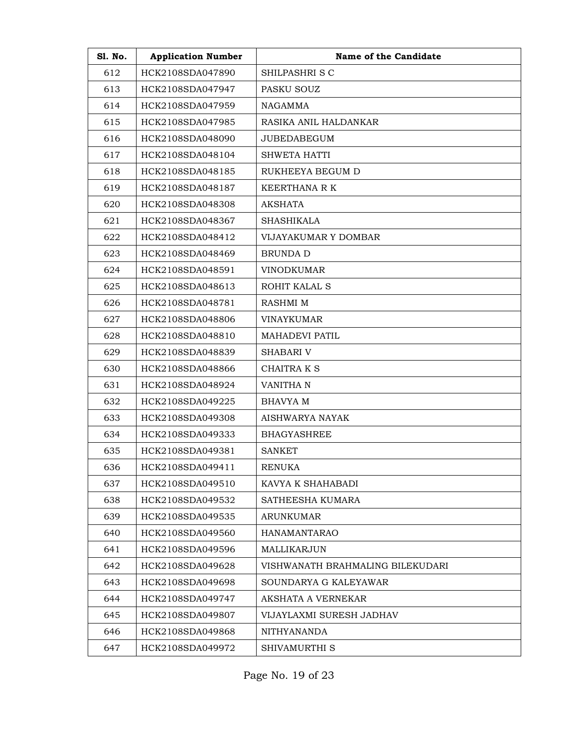| Sl. No. | Application Number | Name of the Candidate |
|---|---|---|
| 612 | HCK2108SDA047890 | SHILPASHRI S C |
| 613 | HCK2108SDA047947 | PASKU SOUZ |
| 614 | HCK2108SDA047959 | NAGAMMA |
| 615 | HCK2108SDA047985 | RASIKA ANIL HALDANKAR |
| 616 | HCK2108SDA048090 | JUBEDABEGUM |
| 617 | HCK2108SDA048104 | SHWETA HATTI |
| 618 | HCK2108SDA048185 | RUKHEEYA BEGUM D |
| 619 | HCK2108SDA048187 | KEERTHANA R K |
| 620 | HCK2108SDA048308 | AKSHATA |
| 621 | HCK2108SDA048367 | SHASHIKALA |
| 622 | HCK2108SDA048412 | VIJAYAKUMAR Y DOMBAR |
| 623 | HCK2108SDA048469 | BRUNDA D |
| 624 | HCK2108SDA048591 | VINODKUMAR |
| 625 | HCK2108SDA048613 | ROHIT KALAL S |
| 626 | HCK2108SDA048781 | RASHMI M |
| 627 | HCK2108SDA048806 | VINAYKUMAR |
| 628 | HCK2108SDA048810 | MAHADEVI PATIL |
| 629 | HCK2108SDA048839 | SHABARI V |
| 630 | HCK2108SDA048866 | CHAITRA K S |
| 631 | HCK2108SDA048924 | VANITHA N |
| 632 | HCK2108SDA049225 | BHAVYA M |
| 633 | HCK2108SDA049308 | AISHWARYA NAYAK |
| 634 | HCK2108SDA049333 | BHAGYASHREE |
| 635 | HCK2108SDA049381 | SANKET |
| 636 | HCK2108SDA049411 | RENUKA |
| 637 | HCK2108SDA049510 | KAVYA K SHAHABADI |
| 638 | HCK2108SDA049532 | SATHEESHA KUMARA |
| 639 | HCK2108SDA049535 | ARUNKUMAR |
| 640 | HCK2108SDA049560 | HANAMANTARAO |
| 641 | HCK2108SDA049596 | MALLIKARJUN |
| 642 | HCK2108SDA049628 | VISHWANATH BRAHMALING BILEKUDARI |
| 643 | HCK2108SDA049698 | SOUNDARYA G KALEYAWAR |
| 644 | HCK2108SDA049747 | AKSHATA A VERNEKAR |
| 645 | HCK2108SDA049807 | VIJAYLAXMI SURESH JADHAV |
| 646 | HCK2108SDA049868 | NITHYANANDA |
| 647 | HCK2108SDA049972 | SHIVAMURTHI S |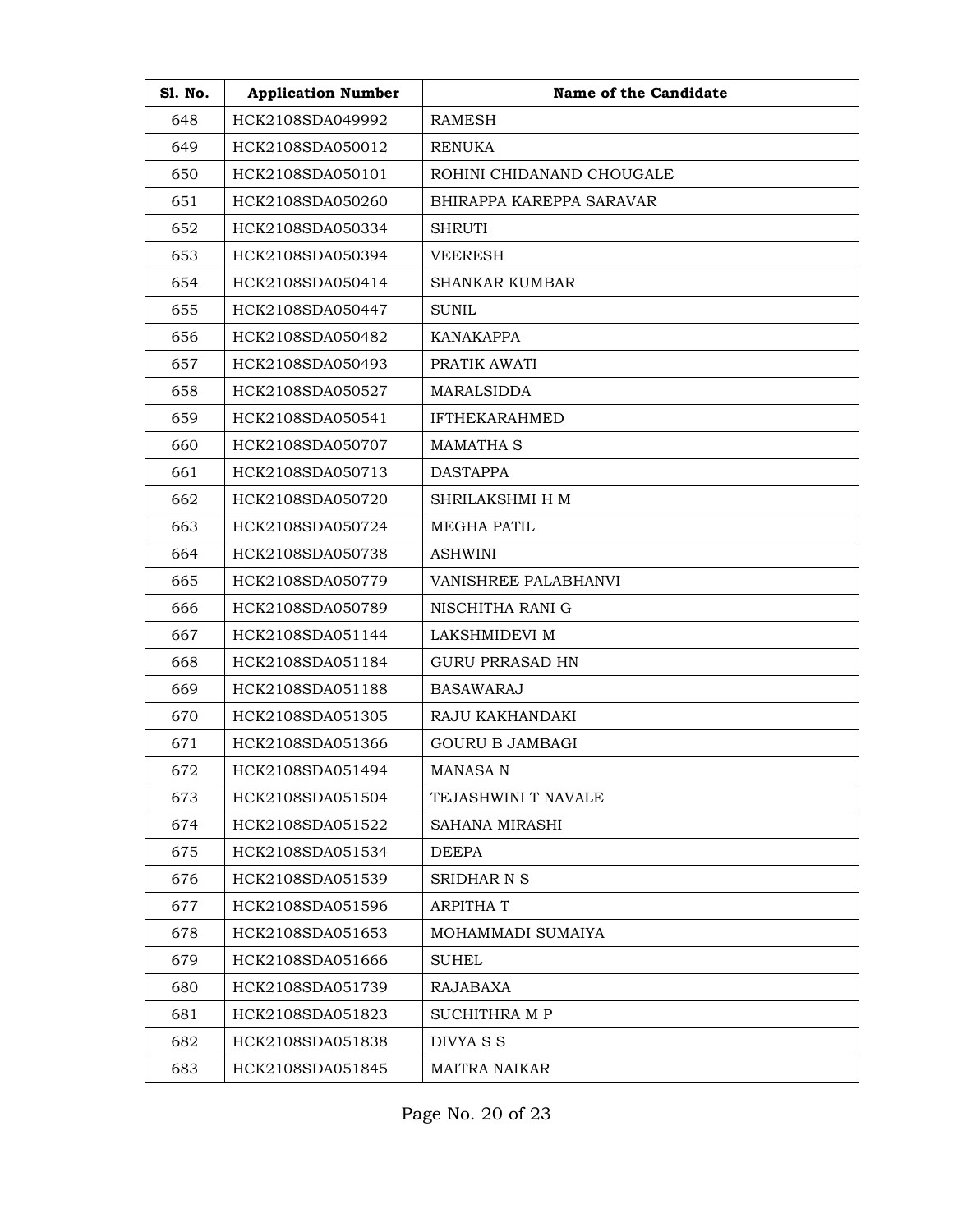| Sl. No. | Application Number | Name of the Candidate |
|---|---|---|
| 648 | HCK2108SDA049992 | RAMESH |
| 649 | HCK2108SDA050012 | RENUKA |
| 650 | HCK2108SDA050101 | ROHINI CHIDANAND CHOUGALE |
| 651 | HCK2108SDA050260 | BHIRAPPA KAREPPA SARAVAR |
| 652 | HCK2108SDA050334 | SHRUTI |
| 653 | HCK2108SDA050394 | VEERESH |
| 654 | HCK2108SDA050414 | SHANKAR KUMBAR |
| 655 | HCK2108SDA050447 | SUNIL |
| 656 | HCK2108SDA050482 | KANAKAPPA |
| 657 | HCK2108SDA050493 | PRATIK AWATI |
| 658 | HCK2108SDA050527 | MARALSIDDA |
| 659 | HCK2108SDA050541 | IFTHEKARAHMED |
| 660 | HCK2108SDA050707 | MAMATHA S |
| 661 | HCK2108SDA050713 | DASTAPPA |
| 662 | HCK2108SDA050720 | SHRILAKSHMI H M |
| 663 | HCK2108SDA050724 | MEGHA PATIL |
| 664 | HCK2108SDA050738 | ASHWINI |
| 665 | HCK2108SDA050779 | VANISHREE PALABHANVI |
| 666 | HCK2108SDA050789 | NISCHITHA RANI G |
| 667 | HCK2108SDA051144 | LAKSHMIDEVI M |
| 668 | HCK2108SDA051184 | GURU PRRASAD HN |
| 669 | HCK2108SDA051188 | BASAWARAJ |
| 670 | HCK2108SDA051305 | RAJU KAKHANDAKI |
| 671 | HCK2108SDA051366 | GOURU B JAMBAGI |
| 672 | HCK2108SDA051494 | MANASA N |
| 673 | HCK2108SDA051504 | TEJASHWINI T NAVALE |
| 674 | HCK2108SDA051522 | SAHANA MIRASHI |
| 675 | HCK2108SDA051534 | DEEPA |
| 676 | HCK2108SDA051539 | SRIDHAR N S |
| 677 | HCK2108SDA051596 | ARPITHA T |
| 678 | HCK2108SDA051653 | MOHAMMADI SUMAIYA |
| 679 | HCK2108SDA051666 | SUHEL |
| 680 | HCK2108SDA051739 | RAJABAXA |
| 681 | HCK2108SDA051823 | SUCHITHRA M P |
| 682 | HCK2108SDA051838 | DIVYA S S |
| 683 | HCK2108SDA051845 | MAITRA NAIKAR |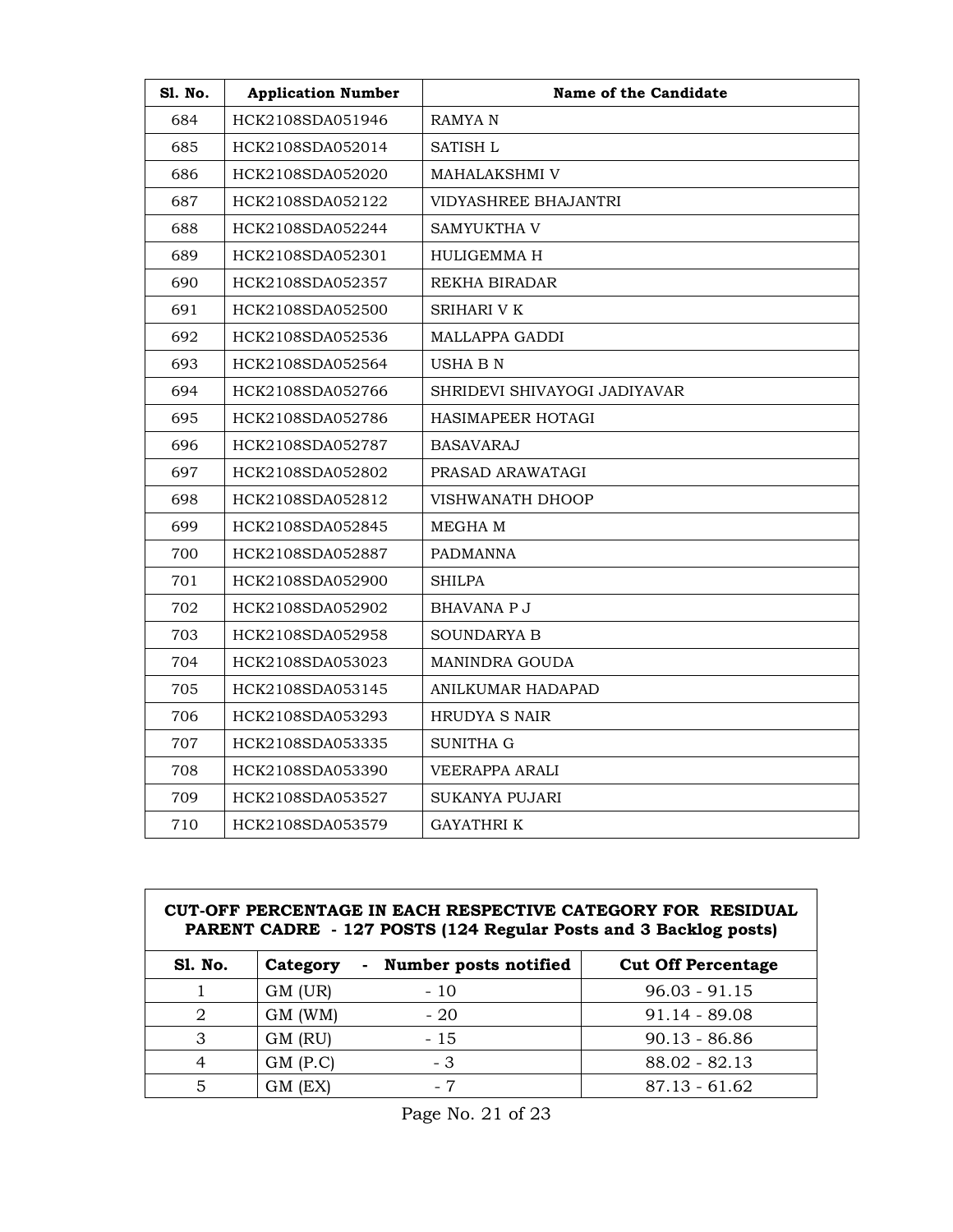| Sl. No. | Application Number | Name of the Candidate |
|---|---|---|
| 684 | HCK2108SDA051946 | RAMYA N |
| 685 | HCK2108SDA052014 | SATISH L |
| 686 | HCK2108SDA052020 | MAHALAKSHMI V |
| 687 | HCK2108SDA052122 | VIDYASHREE BHAJANTRI |
| 688 | HCK2108SDA052244 | SAMYUKTHA V |
| 689 | HCK2108SDA052301 | HULIGEMMA H |
| 690 | HCK2108SDA052357 | REKHA BIRADAR |
| 691 | HCK2108SDA052500 | SRIHARI V K |
| 692 | HCK2108SDA052536 | MALLAPPA GADDI |
| 693 | HCK2108SDA052564 | USHA B N |
| 694 | HCK2108SDA052766 | SHRIDEVI SHIVAYOGI JADIYAVAR |
| 695 | HCK2108SDA052786 | HASIMAPEER HOTAGI |
| 696 | HCK2108SDA052787 | BASAVARAJ |
| 697 | HCK2108SDA052802 | PRASAD ARAWATAGI |
| 698 | HCK2108SDA052812 | VISHWANATH DHOOP |
| 699 | HCK2108SDA052845 | MEGHA M |
| 700 | HCK2108SDA052887 | PADMANNA |
| 701 | HCK2108SDA052900 | SHILPA |
| 702 | HCK2108SDA052902 | BHAVANA P J |
| 703 | HCK2108SDA052958 | SOUNDARYA B |
| 704 | HCK2108SDA053023 | MANINDRA GOUDA |
| 705 | HCK2108SDA053145 | ANILKUMAR HADAPAD |
| 706 | HCK2108SDA053293 | HRUDYA S NAIR |
| 707 | HCK2108SDA053335 | SUNITHA G |
| 708 | HCK2108SDA053390 | VEERAPPA ARALI |
| 709 | HCK2108SDA053527 | SUKANYA PUJARI |
| 710 | HCK2108SDA053579 | GAYATHRI K |

**CUT-OFF PERCENTAGE IN EACH RESPECTIVE CATEGORY FOR RESIDUAL PARENT CADRE - 127 POSTS (124 Regular Posts and 3 Backlog posts)**

| Sl. No. | Category - Number posts notified | Cut Off Percentage |
|---|---|---|
| 1 | GM (UR) - 10 | 96.03 - 91.15 |
| 2 | GM (WM) - 20 | 91.14 - 89.08 |
| 3 | GM (RU) - 15 | 90.13 - 86.86 |
| 4 | GM (P.C) - 3 | 88.02 - 82.13 |
| 5 | GM (EX) - 7 | 87.13 - 61.62 |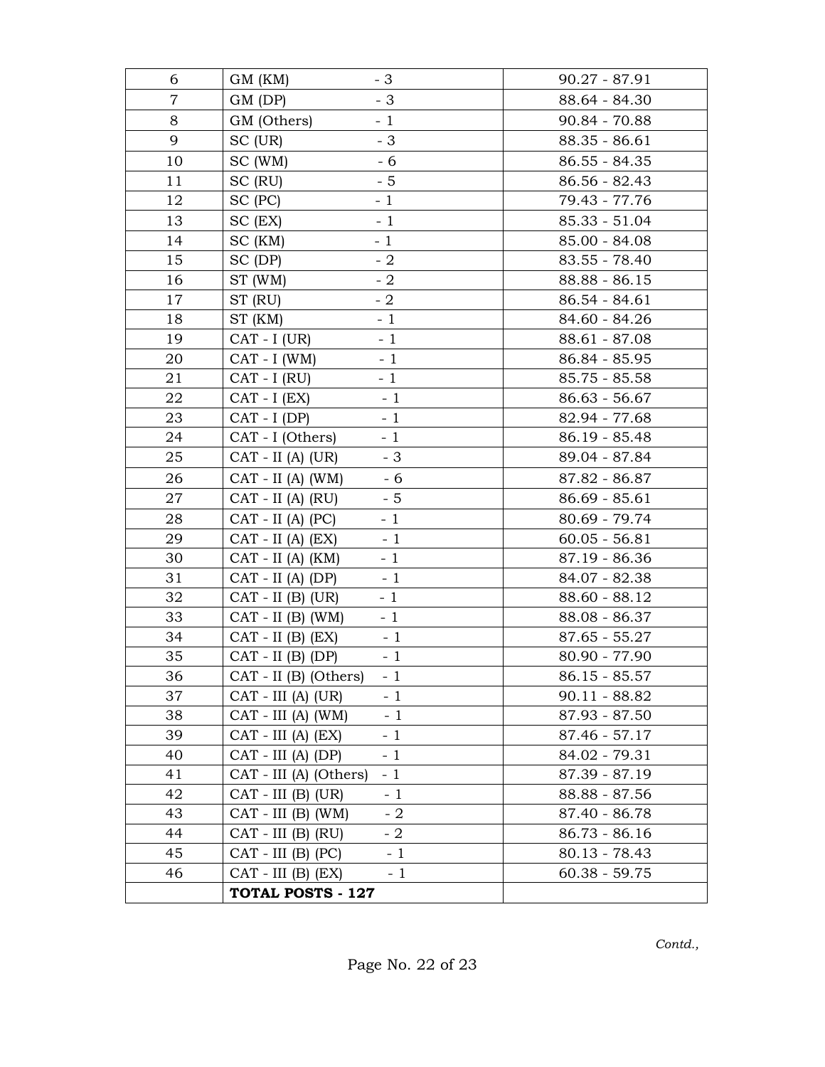| | | |
|---|---|---|
| 6 | GM (KM) - 3 | 90.27 - 87.91 |
| 7 | GM (DP) - 3 | 88.64 - 84.30 |
| 8 | GM (Others) - 1 | 90.84 - 70.88 |
| 9 | SC (UR) - 3 | 88.35 - 86.61 |
| 10 | SC (WM) - 6 | 86.55 - 84.35 |
| 11 | SC (RU) - 5 | 86.56 - 82.43 |
| 12 | SC (PC) - 1 | 79.43 - 77.76 |
| 13 | SC (EX) - 1 | 85.33 - 51.04 |
| 14 | SC (KM) - 1 | 85.00 - 84.08 |
| 15 | SC (DP) - 2 | 83.55 - 78.40 |
| 16 | ST (WM) - 2 | 88.88 - 86.15 |
| 17 | ST (RU) - 2 | 86.54 - 84.61 |
| 18 | ST (KM) - 1 | 84.60 - 84.26 |
| 19 | CAT - I (UR) - 1 | 88.61 - 87.08 |
| 20 | CAT - I (WM) - 1 | 86.84 - 85.95 |
| 21 | CAT - I (RU) - 1 | 85.75 - 85.58 |
| 22 | CAT - I (EX) - 1 | 86.63 - 56.67 |
| 23 | CAT - I (DP) - 1 | 82.94 - 77.68 |
| 24 | CAT - I (Others) - 1 | 86.19 - 85.48 |
| 25 | CAT - II (A) (UR) - 3 | 89.04 - 87.84 |
| 26 | CAT - II (A) (WM) - 6 | 87.82 - 86.87 |
| 27 | CAT - II (A) (RU) - 5 | 86.69 - 85.61 |
| 28 | CAT - II (A) (PC) - 1 | 80.69 - 79.74 |
| 29 | CAT - II (A) (EX) - 1 | 60.05 - 56.81 |
| 30 | CAT - II (A) (KM) - 1 | 87.19 - 86.36 |
| 31 | CAT - II (A) (DP) - 1 | 84.07 - 82.38 |
| 32 | CAT - II (B) (UR) - 1 | 88.60 - 88.12 |
| 33 | CAT - II (B) (WM) - 1 | 88.08 - 86.37 |
| 34 | CAT - II (B) (EX) - 1 | 87.65 - 55.27 |
| 35 | CAT - II (B) (DP) - 1 | 80.90 - 77.90 |
| 36 | CAT - II (B) (Others) - 1 | 86.15 - 85.57 |
| 37 | CAT - III (A) (UR) - 1 | 90.11 - 88.82 |
| 38 | CAT - III (A) (WM) - 1 | 87.93 - 87.50 |
| 39 | CAT - III (A) (EX) - 1 | 87.46 - 57.17 |
| 40 | CAT - III (A) (DP) - 1 | 84.02 - 79.31 |
| 41 | CAT - III (A) (Others) - 1 | 87.39 - 87.19 |
| 42 | CAT - III (B) (UR) - 1 | 88.88 - 87.56 |
| 43 | CAT - III (B) (WM) - 2 | 87.40 - 86.78 |
| 44 | CAT - III (B) (RU) - 2 | 86.73 - 86.16 |
| 45 | CAT - III (B) (PC) - 1 | 80.13 - 78.43 |
| 46 | CAT - III (B) (EX) - 1 | 60.38 - 59.75 |
| | **TOTAL POSTS - 127** | |

*Contd.,*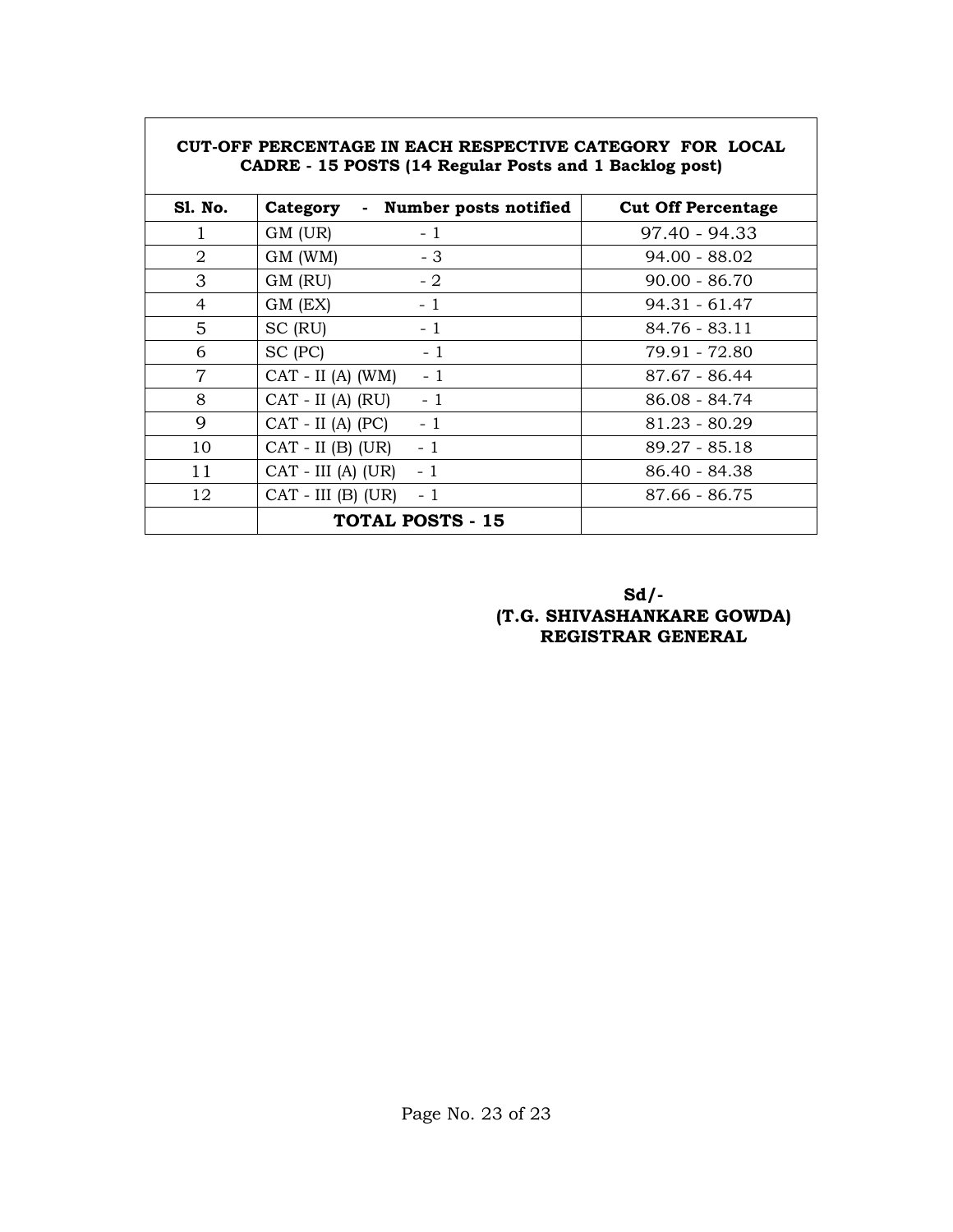| CUT-OFF PERCENTAGE IN EACH RESPECTIVE CATEGORY FOR LOCAL CADRE - 15 POSTS (14 Regular Posts and 1 Backlog post) | | |
|---|---|---|
| **Sl. No.** | **Category - Number posts notified** | **Cut Off Percentage** |
| 1 | GM (UR) - 1 | 97.40 - 94.33 |
| 2 | GM (WM) - 3 | 94.00 - 88.02 |
| 3 | GM (RU) - 2 | 90.00 - 86.70 |
| 4 | GM (EX) - 1 | 94.31 - 61.47 |
| 5 | SC (RU) - 1 | 84.76 - 83.11 |
| 6 | SC (PC) - 1 | 79.91 - 72.80 |
| 7 | CAT - II (A) (WM) - 1 | 87.67 - 86.44 |
| 8 | CAT - II (A) (RU) - 1 | 86.08 - 84.74 |
| 9 | CAT - II (A) (PC) - 1 | 81.23 - 80.29 |
| 10 | CAT - II (B) (UR) - 1 | 89.27 - 85.18 |
| 11 | CAT - III (A) (UR) - 1 | 86.40 - 84.38 |
| 12 | CAT - III (B) (UR) - 1 | 87.66 - 86.75 |
| | **TOTAL POSTS - 15** | |

**Sd/-**
**(T.G. SHIVASHANKARE GOWDA)**
**REGISTRAR GENERAL**